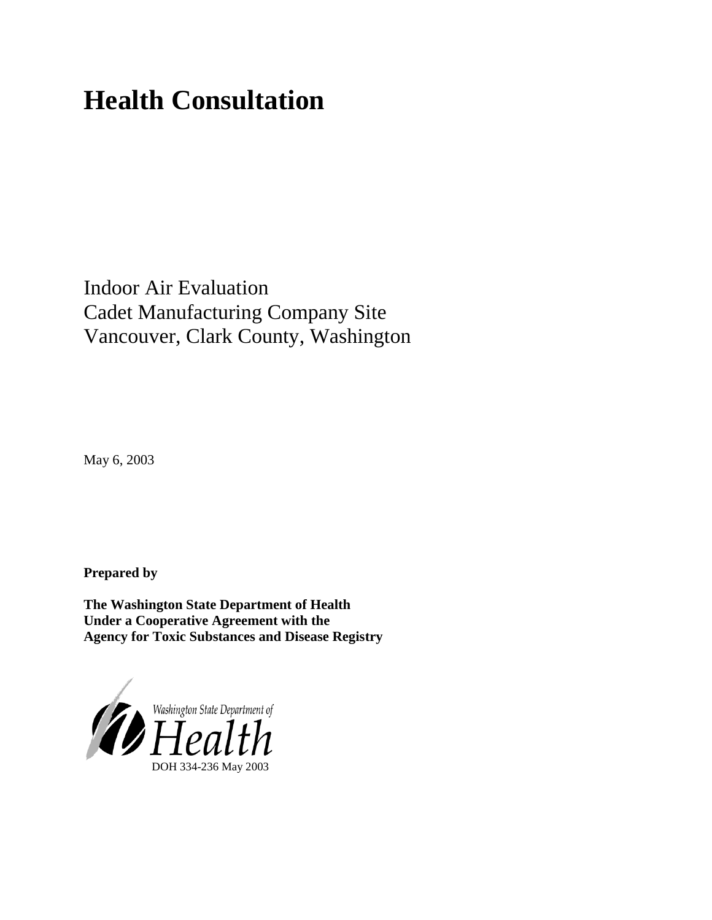# Health Consultation

Indoor Air Evaluation
Cadet Manufacturing Company Site
Vancouver, Clark County, Washington

May 6, 2003

**Prepared by**

**The Washington State Department of Health**
**Under a Cooperative Agreement with the**
**Agency for Toxic Substances and Disease Registry**

Washington State Department of Health

DOH 334-236 May 2003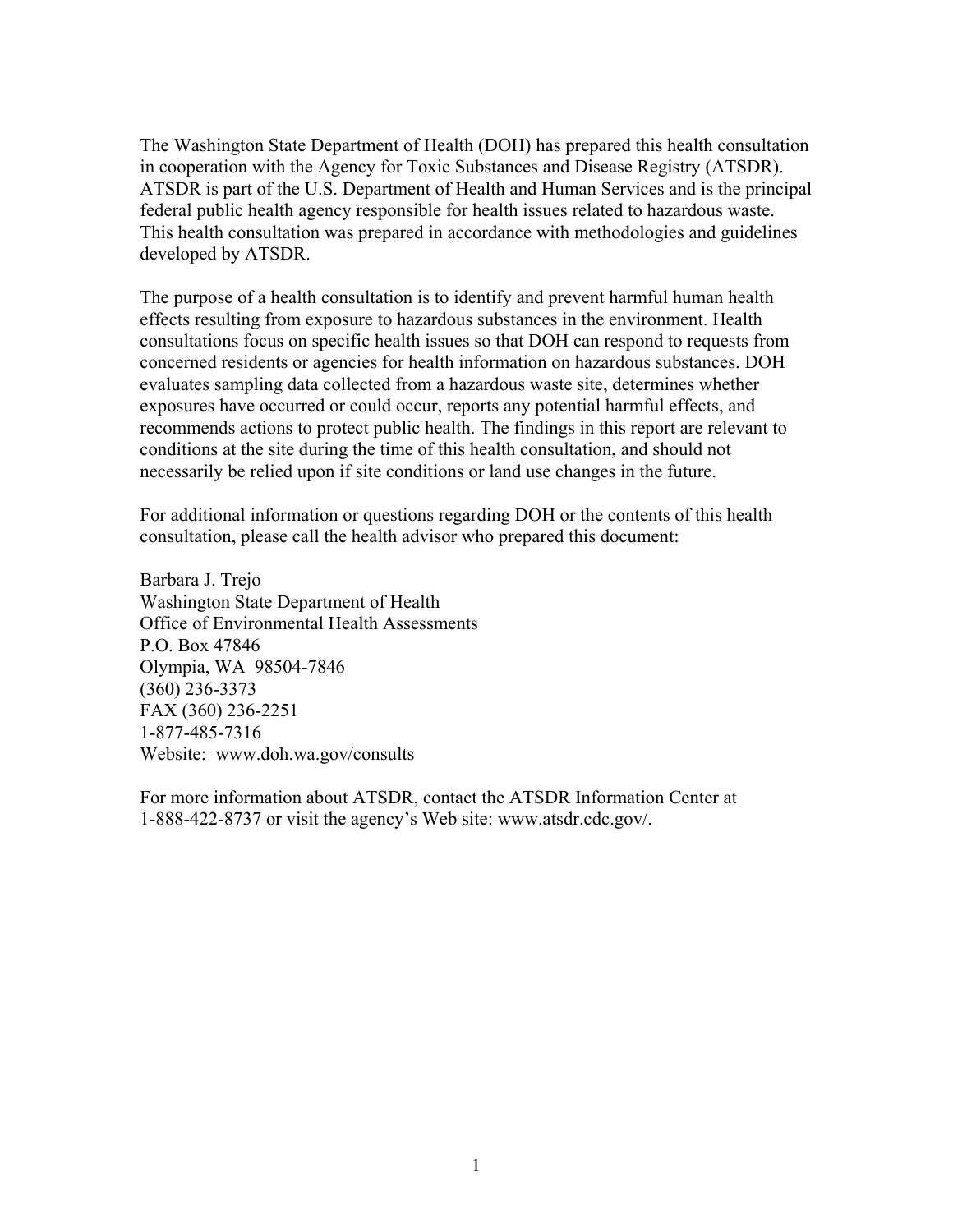The Washington State Department of Health (DOH) has prepared this health consultation in cooperation with the Agency for Toxic Substances and Disease Registry (ATSDR). ATSDR is part of the U.S. Department of Health and Human Services and is the principal federal public health agency responsible for health issues related to hazardous waste. This health consultation was prepared in accordance with methodologies and guidelines developed by ATSDR.

The purpose of a health consultation is to identify and prevent harmful human health effects resulting from exposure to hazardous substances in the environment. Health consultations focus on specific health issues so that DOH can respond to requests from concerned residents or agencies for health information on hazardous substances. DOH evaluates sampling data collected from a hazardous waste site, determines whether exposures have occurred or could occur, reports any potential harmful effects, and recommends actions to protect public health. The findings in this report are relevant to conditions at the site during the time of this health consultation, and should not necessarily be relied upon if site conditions or land use changes in the future.

For additional information or questions regarding DOH or the contents of this health consultation, please call the health advisor who prepared this document:

Barbara J. Trejo  
Washington State Department of Health  
Office of Environmental Health Assessments  
P.O. Box 47846  
Olympia, WA 98504-7846  
(360) 236-3373  
FAX (360) 236-2251  
1-877-485-7316  
Website: www.doh.wa.gov/consults

For more information about ATSDR, contact the ATSDR Information Center at 1-888-422-8737 or visit the agency's Web site: www.atsdr.cdc.gov/.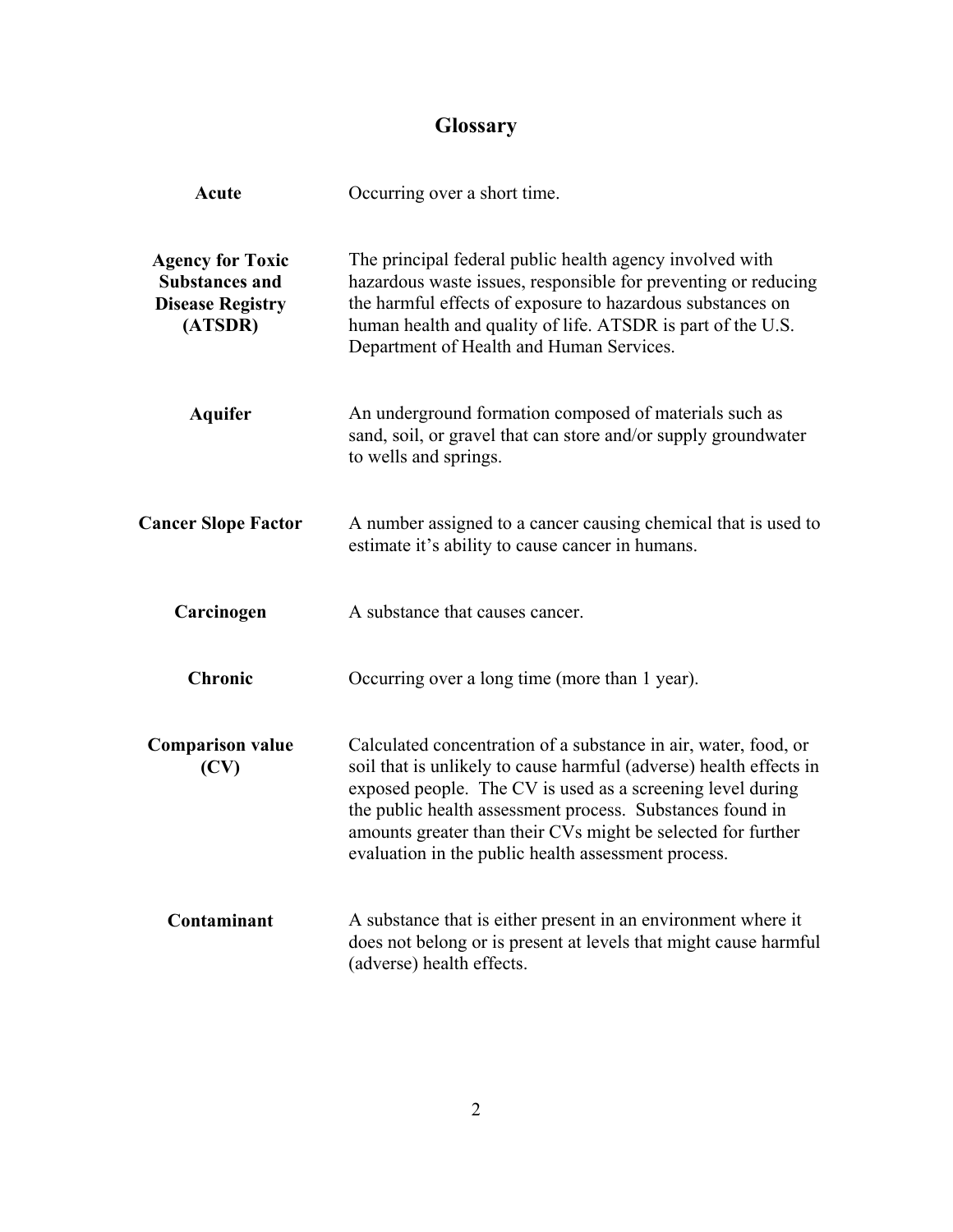# Glossary

**Acute**
Occurring over a short time.

**Agency for Toxic Substances and Disease Registry (ATSDR)**
The principal federal public health agency involved with hazardous waste issues, responsible for preventing or reducing the harmful effects of exposure to hazardous substances on human health and quality of life. ATSDR is part of the U.S. Department of Health and Human Services.

**Aquifer**
An underground formation composed of materials such as sand, soil, or gravel that can store and/or supply groundwater to wells and springs.

**Cancer Slope Factor**
A number assigned to a cancer causing chemical that is used to estimate it's ability to cause cancer in humans.

**Carcinogen**
A substance that causes cancer.

**Chronic**
Occurring over a long time (more than 1 year).

**Comparison value (CV)**
Calculated concentration of a substance in air, water, food, or soil that is unlikely to cause harmful (adverse) health effects in exposed people. The CV is used as a screening level during the public health assessment process. Substances found in amounts greater than their CVs might be selected for further evaluation in the public health assessment process.

**Contaminant**
A substance that is either present in an environment where it does not belong or is present at levels that might cause harmful (adverse) health effects.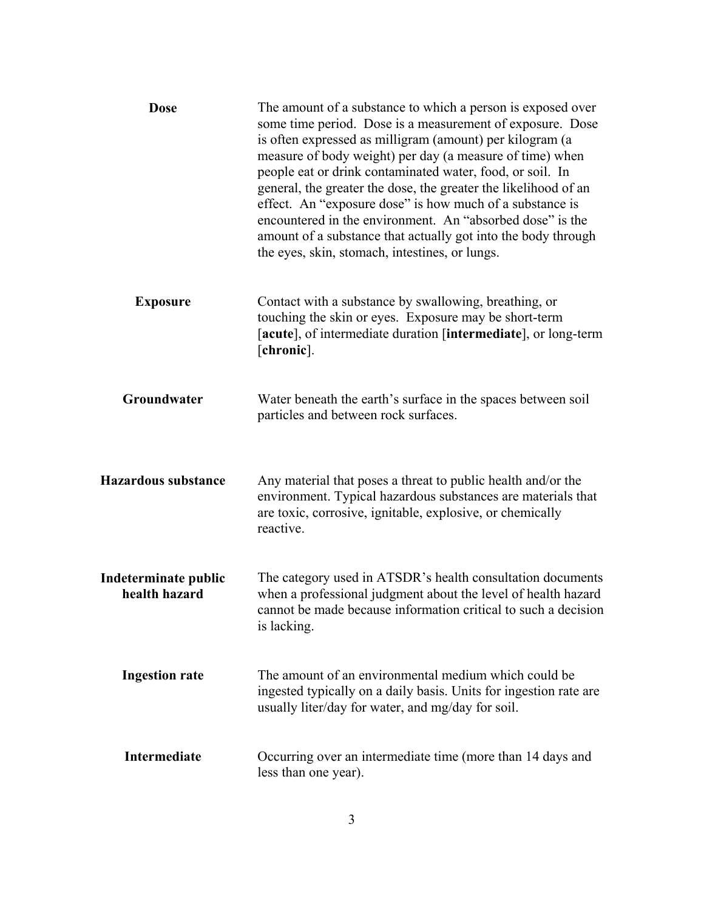**Dose**

The amount of a substance to which a person is exposed over some time period. Dose is a measurement of exposure. Dose is often expressed as milligram (amount) per kilogram (a measure of body weight) per day (a measure of time) when people eat or drink contaminated water, food, or soil. In general, the greater the dose, the greater the likelihood of an effect. An "exposure dose" is how much of a substance is encountered in the environment. An "absorbed dose" is the amount of a substance that actually got into the body through the eyes, skin, stomach, intestines, or lungs.

**Exposure**

Contact with a substance by swallowing, breathing, or touching the skin or eyes. Exposure may be short-term [**acute**], of intermediate duration [**intermediate**], or long-term [**chronic**].

**Groundwater**

Water beneath the earth's surface in the spaces between soil particles and between rock surfaces.

**Hazardous substance**

Any material that poses a threat to public health and/or the environment. Typical hazardous substances are materials that are toxic, corrosive, ignitable, explosive, or chemically reactive.

**Indeterminate public health hazard**

The category used in ATSDR's health consultation documents when a professional judgment about the level of health hazard cannot be made because information critical to such a decision is lacking.

**Ingestion rate**

The amount of an environmental medium which could be ingested typically on a daily basis. Units for ingestion rate are usually liter/day for water, and mg/day for soil.

**Intermediate**

Occurring over an intermediate time (more than 14 days and less than one year).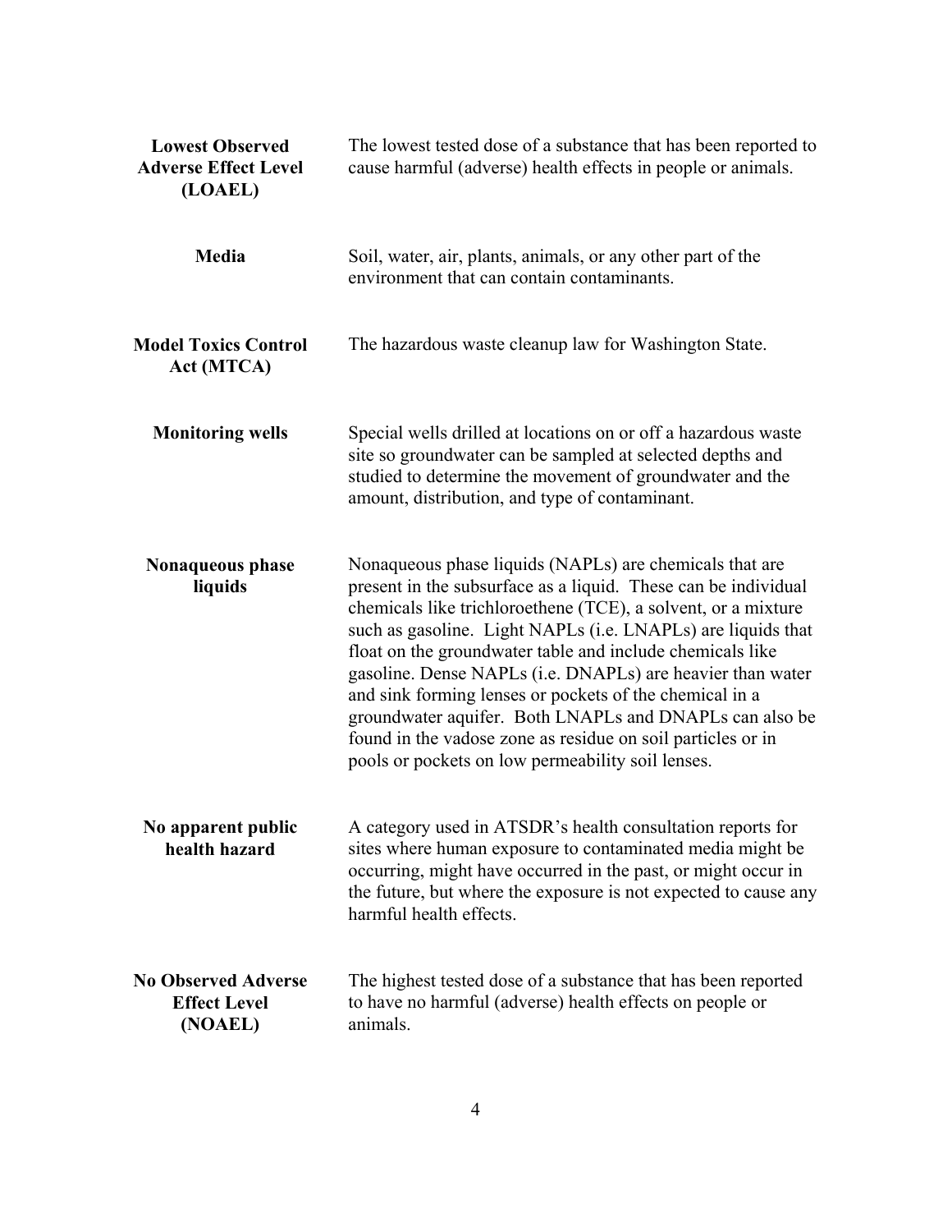**Lowest Observed Adverse Effect Level (LOAEL)**
The lowest tested dose of a substance that has been reported to cause harmful (adverse) health effects in people or animals.

**Media**
Soil, water, air, plants, animals, or any other part of the environment that can contain contaminants.

**Model Toxics Control Act (MTCA)**
The hazardous waste cleanup law for Washington State.

**Monitoring wells**
Special wells drilled at locations on or off a hazardous waste site so groundwater can be sampled at selected depths and studied to determine the movement of groundwater and the amount, distribution, and type of contaminant.

**Nonaqueous phase liquids**
Nonaqueous phase liquids (NAPLs) are chemicals that are present in the subsurface as a liquid. These can be individual chemicals like trichloroethene (TCE), a solvent, or a mixture such as gasoline. Light NAPLs (i.e. LNAPLs) are liquids that float on the groundwater table and include chemicals like gasoline. Dense NAPLs (i.e. DNAPLs) are heavier than water and sink forming lenses or pockets of the chemical in a groundwater aquifer. Both LNAPLs and DNAPLs can also be found in the vadose zone as residue on soil particles or in pools or pockets on low permeability soil lenses.

**No apparent public health hazard**
A category used in ATSDR's health consultation reports for sites where human exposure to contaminated media might be occurring, might have occurred in the past, or might occur in the future, but where the exposure is not expected to cause any harmful health effects.

**No Observed Adverse Effect Level (NOAEL)**
The highest tested dose of a substance that has been reported to have no harmful (adverse) health effects on people or animals.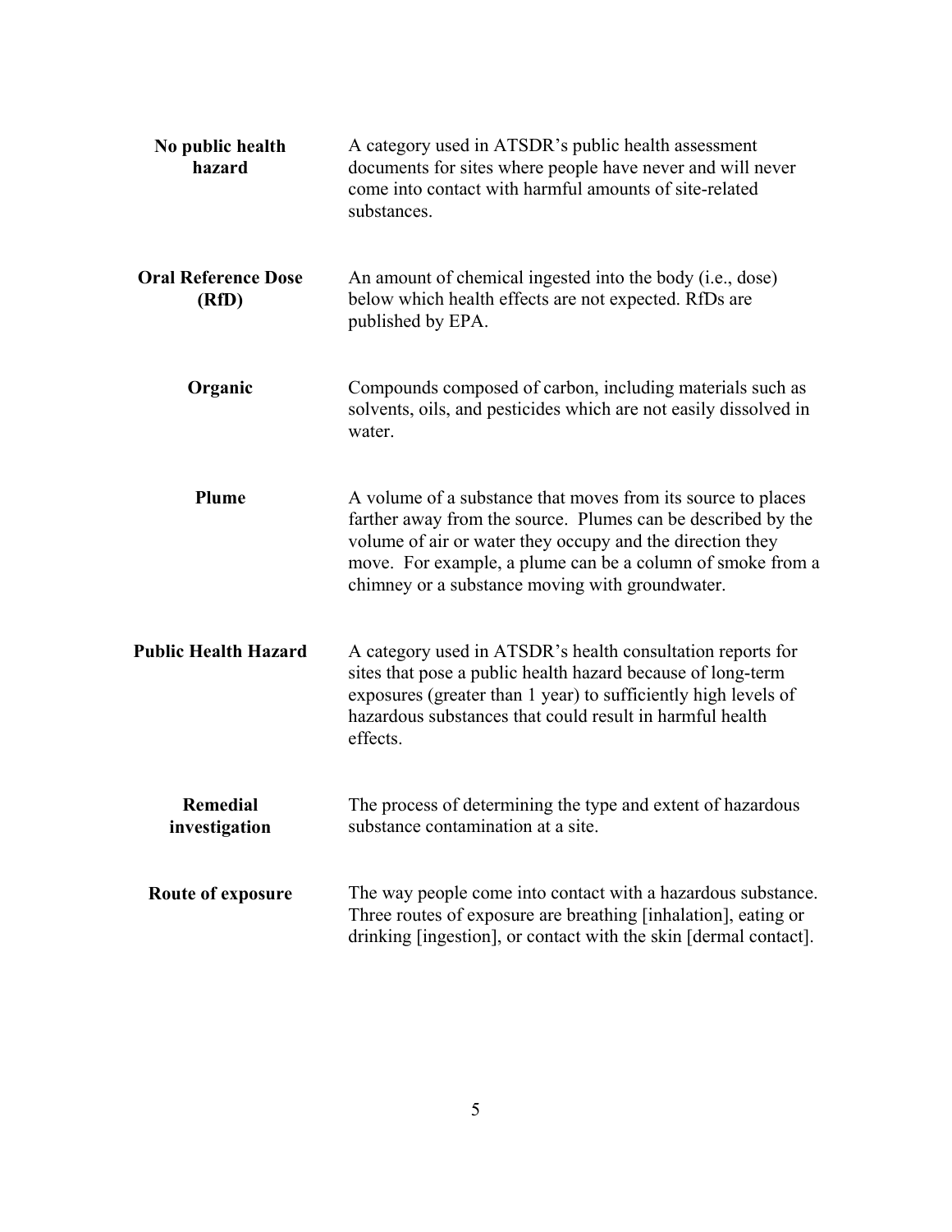**No public health hazard** — A category used in ATSDR's public health assessment documents for sites where people have never and will never come into contact with harmful amounts of site-related substances.

**Oral Reference Dose (RfD)** — An amount of chemical ingested into the body (i.e., dose) below which health effects are not expected. RfDs are published by EPA.

**Organic** — Compounds composed of carbon, including materials such as solvents, oils, and pesticides which are not easily dissolved in water.

**Plume** — A volume of a substance that moves from its source to places farther away from the source. Plumes can be described by the volume of air or water they occupy and the direction they move. For example, a plume can be a column of smoke from a chimney or a substance moving with groundwater.

**Public Health Hazard** — A category used in ATSDR's health consultation reports for sites that pose a public health hazard because of long-term exposures (greater than 1 year) to sufficiently high levels of hazardous substances that could result in harmful health effects.

**Remedial investigation** — The process of determining the type and extent of hazardous substance contamination at a site.

**Route of exposure** — The way people come into contact with a hazardous substance. Three routes of exposure are breathing [inhalation], eating or drinking [ingestion], or contact with the skin [dermal contact].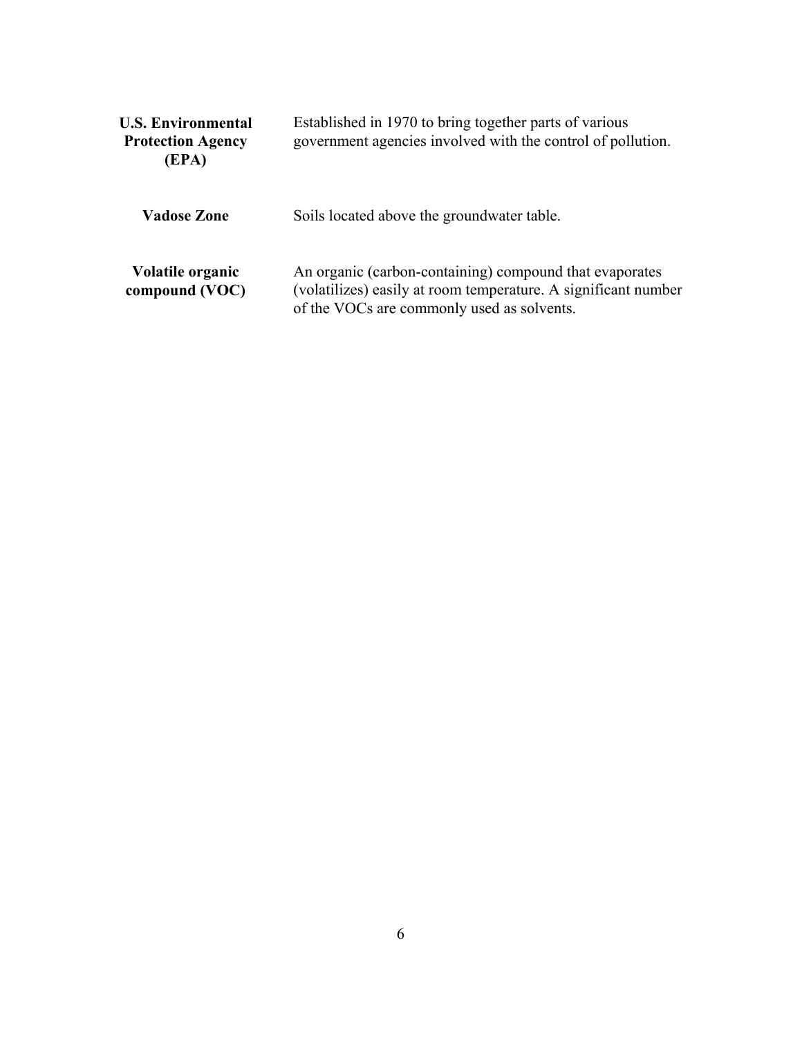| | |
|---|---|
| **U.S. Environmental Protection Agency (EPA)** | Established in 1970 to bring together parts of various government agencies involved with the control of pollution. |
| **Vadose Zone** | Soils located above the groundwater table. |
| **Volatile organic compound (VOC)** | An organic (carbon-containing) compound that evaporates (volatilizes) easily at room temperature. A significant number of the VOCs are commonly used as solvents. |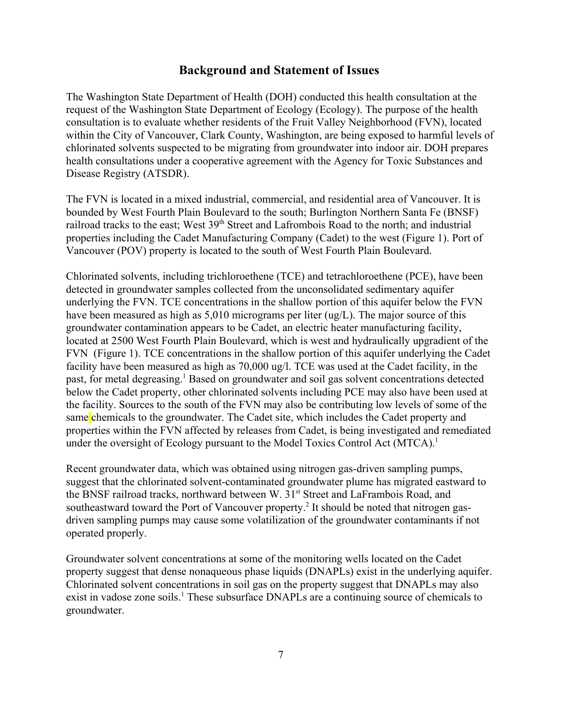## Background and Statement of Issues

The Washington State Department of Health (DOH) conducted this health consultation at the request of the Washington State Department of Ecology (Ecology). The purpose of the health consultation is to evaluate whether residents of the Fruit Valley Neighborhood (FVN), located within the City of Vancouver, Clark County, Washington, are being exposed to harmful levels of chlorinated solvents suspected to be migrating from groundwater into indoor air. DOH prepares health consultations under a cooperative agreement with the Agency for Toxic Substances and Disease Registry (ATSDR).

The FVN is located in a mixed industrial, commercial, and residential area of Vancouver. It is bounded by West Fourth Plain Boulevard to the south; Burlington Northern Santa Fe (BNSF) railroad tracks to the east; West 39th Street and Lafrombois Road to the north; and industrial properties including the Cadet Manufacturing Company (Cadet) to the west (Figure 1). Port of Vancouver (POV) property is located to the south of West Fourth Plain Boulevard.

Chlorinated solvents, including trichloroethene (TCE) and tetrachloroethene (PCE), have been detected in groundwater samples collected from the unconsolidated sedimentary aquifer underlying the FVN. TCE concentrations in the shallow portion of this aquifer below the FVN have been measured as high as 5,010 micrograms per liter (ug/L). The major source of this groundwater contamination appears to be Cadet, an electric heater manufacturing facility, located at 2500 West Fourth Plain Boulevard, which is west and hydraulically upgradient of the FVN (Figure 1). TCE concentrations in the shallow portion of this aquifer underlying the Cadet facility have been measured as high as 70,000 ug/l. TCE was used at the Cadet facility, in the past, for metal degreasing.[1] Based on groundwater and soil gas solvent concentrations detected below the Cadet property, other chlorinated solvents including PCE may also have been used at the facility. Sources to the south of the FVN may also be contributing low levels of some of the same chemicals to the groundwater. The Cadet site, which includes the Cadet property and properties within the FVN affected by releases from Cadet, is being investigated and remediated under the oversight of Ecology pursuant to the Model Toxics Control Act (MTCA).[1]

Recent groundwater data, which was obtained using nitrogen gas-driven sampling pumps, suggest that the chlorinated solvent-contaminated groundwater plume has migrated eastward to the BNSF railroad tracks, northward between W. 31st Street and LaFrambois Road, and southeastward toward the Port of Vancouver property.[2] It should be noted that nitrogen gas-driven sampling pumps may cause some volatilization of the groundwater contaminants if not operated properly.

Groundwater solvent concentrations at some of the monitoring wells located on the Cadet property suggest that dense nonaqueous phase liquids (DNAPLs) exist in the underlying aquifer. Chlorinated solvent concentrations in soil gas on the property suggest that DNAPLs may also exist in vadose zone soils.[1] These subsurface DNAPLs are a continuing source of chemicals to groundwater.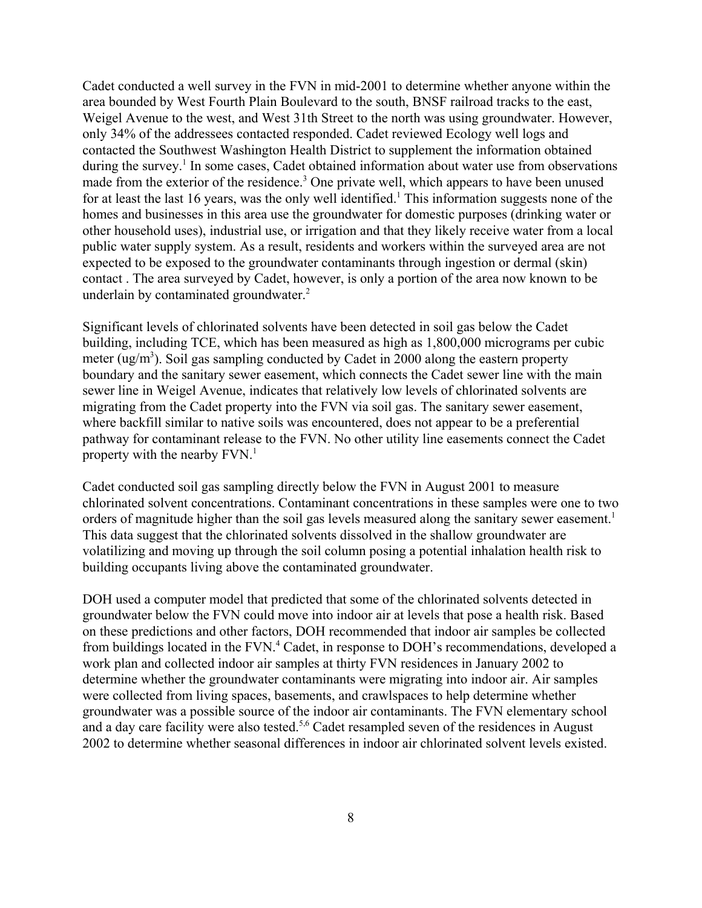Cadet conducted a well survey in the FVN in mid-2001 to determine whether anyone within the area bounded by West Fourth Plain Boulevard to the south, BNSF railroad tracks to the east, Weigel Avenue to the west, and West 31th Street to the north was using groundwater. However, only 34% of the addressees contacted responded. Cadet reviewed Ecology well logs and contacted the Southwest Washington Health District to supplement the information obtained during the survey.[1] In some cases, Cadet obtained information about water use from observations made from the exterior of the residence.[3] One private well, which appears to have been unused for at least the last 16 years, was the only well identified.[1] This information suggests none of the homes and businesses in this area use the groundwater for domestic purposes (drinking water or other household uses), industrial use, or irrigation and that they likely receive water from a local public water supply system. As a result, residents and workers within the surveyed area are not expected to be exposed to the groundwater contaminants through ingestion or dermal (skin) contact . The area surveyed by Cadet, however, is only a portion of the area now known to be underlain by contaminated groundwater.[2]

Significant levels of chlorinated solvents have been detected in soil gas below the Cadet building, including TCE, which has been measured as high as 1,800,000 micrograms per cubic meter (ug/m$^3$). Soil gas sampling conducted by Cadet in 2000 along the eastern property boundary and the sanitary sewer easement, which connects the Cadet sewer line with the main sewer line in Weigel Avenue, indicates that relatively low levels of chlorinated solvents are migrating from the Cadet property into the FVN via soil gas. The sanitary sewer easement, where backfill similar to native soils was encountered, does not appear to be a preferential pathway for contaminant release to the FVN. No other utility line easements connect the Cadet property with the nearby FVN.[1]

Cadet conducted soil gas sampling directly below the FVN in August 2001 to measure chlorinated solvent concentrations. Contaminant concentrations in these samples were one to two orders of magnitude higher than the soil gas levels measured along the sanitary sewer easement.[1] This data suggest that the chlorinated solvents dissolved in the shallow groundwater are volatilizing and moving up through the soil column posing a potential inhalation health risk to building occupants living above the contaminated groundwater.

DOH used a computer model that predicted that some of the chlorinated solvents detected in groundwater below the FVN could move into indoor air at levels that pose a health risk. Based on these predictions and other factors, DOH recommended that indoor air samples be collected from buildings located in the FVN.[4] Cadet, in response to DOH's recommendations, developed a work plan and collected indoor air samples at thirty FVN residences in January 2002 to determine whether the groundwater contaminants were migrating into indoor air. Air samples were collected from living spaces, basements, and crawlspaces to help determine whether groundwater was a possible source of the indoor air contaminants. The FVN elementary school and a day care facility were also tested.[5,6] Cadet resampled seven of the residences in August 2002 to determine whether seasonal differences in indoor air chlorinated solvent levels existed.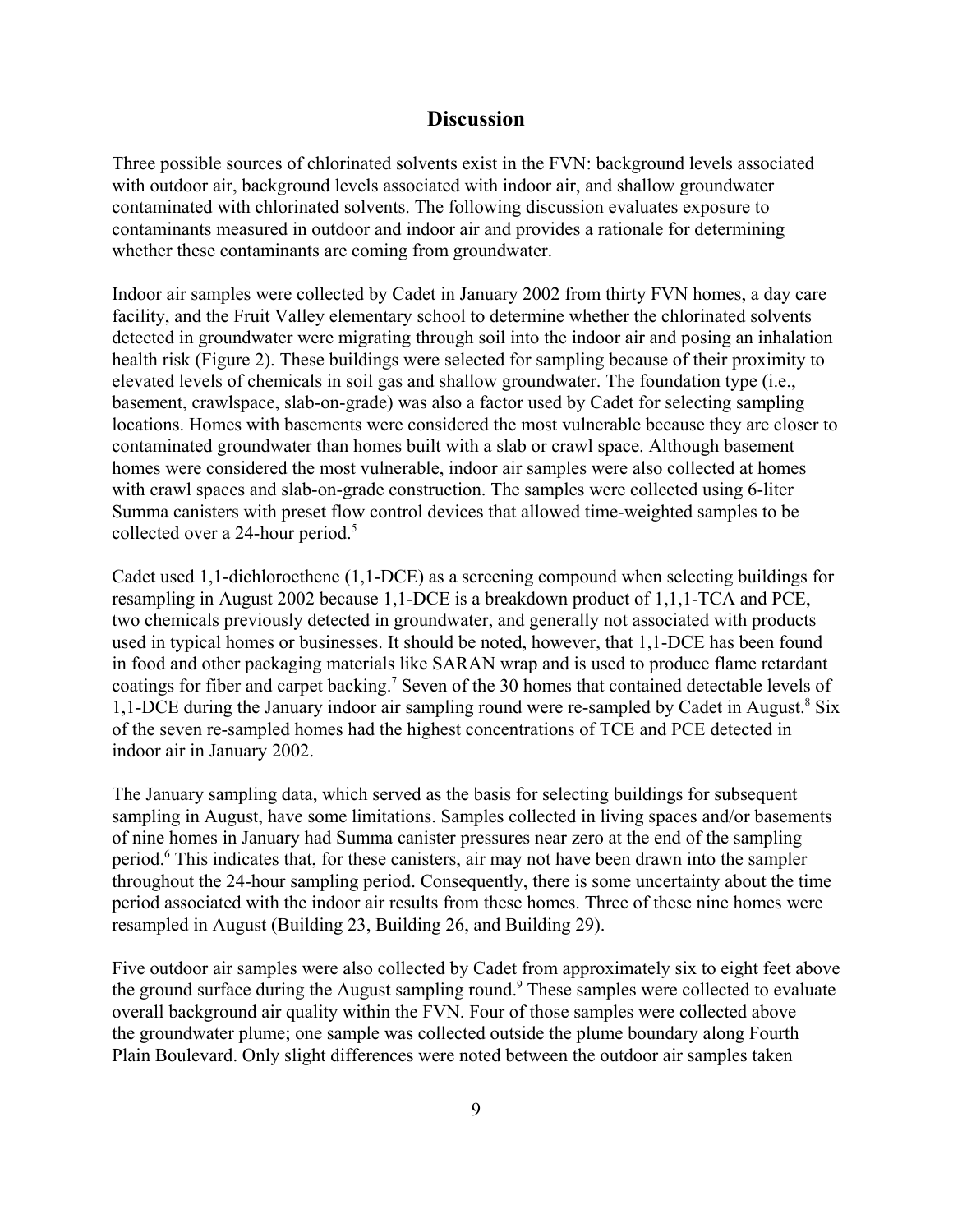## Discussion

Three possible sources of chlorinated solvents exist in the FVN: background levels associated with outdoor air, background levels associated with indoor air, and shallow groundwater contaminated with chlorinated solvents. The following discussion evaluates exposure to contaminants measured in outdoor and indoor air and provides a rationale for determining whether these contaminants are coming from groundwater.

Indoor air samples were collected by Cadet in January 2002 from thirty FVN homes, a day care facility, and the Fruit Valley elementary school to determine whether the chlorinated solvents detected in groundwater were migrating through soil into the indoor air and posing an inhalation health risk (Figure 2). These buildings were selected for sampling because of their proximity to elevated levels of chemicals in soil gas and shallow groundwater. The foundation type (i.e., basement, crawlspace, slab-on-grade) was also a factor used by Cadet for selecting sampling locations. Homes with basements were considered the most vulnerable because they are closer to contaminated groundwater than homes built with a slab or crawl space. Although basement homes were considered the most vulnerable, indoor air samples were also collected at homes with crawl spaces and slab-on-grade construction. The samples were collected using 6-liter Summa canisters with preset flow control devices that allowed time-weighted samples to be collected over a 24-hour period.[5]

Cadet used 1,1-dichloroethene (1,1-DCE) as a screening compound when selecting buildings for resampling in August 2002 because 1,1-DCE is a breakdown product of 1,1,1-TCA and PCE, two chemicals previously detected in groundwater, and generally not associated with products used in typical homes or businesses. It should be noted, however, that 1,1-DCE has been found in food and other packaging materials like SARAN wrap and is used to produce flame retardant coatings for fiber and carpet backing.[7] Seven of the 30 homes that contained detectable levels of 1,1-DCE during the January indoor air sampling round were re-sampled by Cadet in August.[8] Six of the seven re-sampled homes had the highest concentrations of TCE and PCE detected in indoor air in January 2002.

The January sampling data, which served as the basis for selecting buildings for subsequent sampling in August, have some limitations. Samples collected in living spaces and/or basements of nine homes in January had Summa canister pressures near zero at the end of the sampling period.[6] This indicates that, for these canisters, air may not have been drawn into the sampler throughout the 24-hour sampling period. Consequently, there is some uncertainty about the time period associated with the indoor air results from these homes. Three of these nine homes were resampled in August (Building 23, Building 26, and Building 29).

Five outdoor air samples were also collected by Cadet from approximately six to eight feet above the ground surface during the August sampling round.[9] These samples were collected to evaluate overall background air quality within the FVN. Four of those samples were collected above the groundwater plume; one sample was collected outside the plume boundary along Fourth Plain Boulevard. Only slight differences were noted between the outdoor air samples taken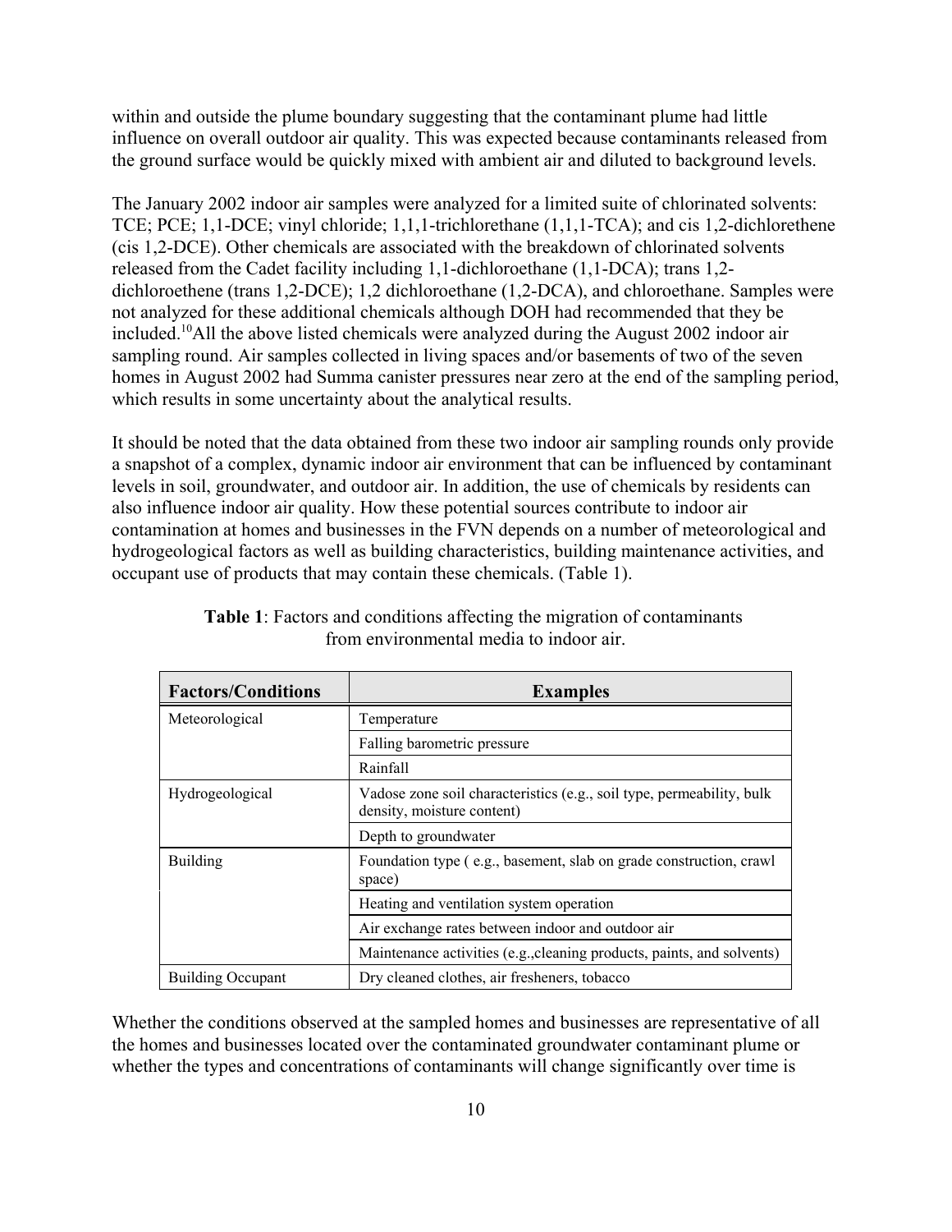within and outside the plume boundary suggesting that the contaminant plume had little influence on overall outdoor air quality. This was expected because contaminants released from the ground surface would be quickly mixed with ambient air and diluted to background levels.

The January 2002 indoor air samples were analyzed for a limited suite of chlorinated solvents: TCE; PCE; 1,1-DCE; vinyl chloride; 1,1,1-trichlorethane (1,1,1-TCA); and cis 1,2-dichlorethene (cis 1,2-DCE). Other chemicals are associated with the breakdown of chlorinated solvents released from the Cadet facility including 1,1-dichloroethane (1,1-DCA); trans 1,2-dichloroethene (trans 1,2-DCE); 1,2 dichloroethane (1,2-DCA), and chloroethane. Samples were not analyzed for these additional chemicals although DOH had recommended that they be included.[10]All the above listed chemicals were analyzed during the August 2002 indoor air sampling round. Air samples collected in living spaces and/or basements of two of the seven homes in August 2002 had Summa canister pressures near zero at the end of the sampling period, which results in some uncertainty about the analytical results.

It should be noted that the data obtained from these two indoor air sampling rounds only provide a snapshot of a complex, dynamic indoor air environment that can be influenced by contaminant levels in soil, groundwater, and outdoor air. In addition, the use of chemicals by residents can also influence indoor air quality. How these potential sources contribute to indoor air contamination at homes and businesses in the FVN depends on a number of meteorological and hydrogeological factors as well as building characteristics, building maintenance activities, and occupant use of products that may contain these chemicals. (Table 1).

**Table 1**: Factors and conditions affecting the migration of contaminants from environmental media to indoor air.

| Factors/Conditions | Examples |
|---|---|
| Meteorological | Temperature |
| | Falling barometric pressure |
| | Rainfall |
| Hydrogeological | Vadose zone soil characteristics (e.g., soil type, permeability, bulk density, moisture content) |
| | Depth to groundwater |
| Building | Foundation type ( e.g., basement, slab on grade construction, crawl space) |
| | Heating and ventilation system operation |
| | Air exchange rates between indoor and outdoor air |
| | Maintenance activities (e.g.,cleaning products, paints, and solvents) |
| Building Occupant | Dry cleaned clothes, air fresheners, tobacco |

Whether the conditions observed at the sampled homes and businesses are representative of all the homes and businesses located over the contaminated groundwater contaminant plume or whether the types and concentrations of contaminants will change significantly over time is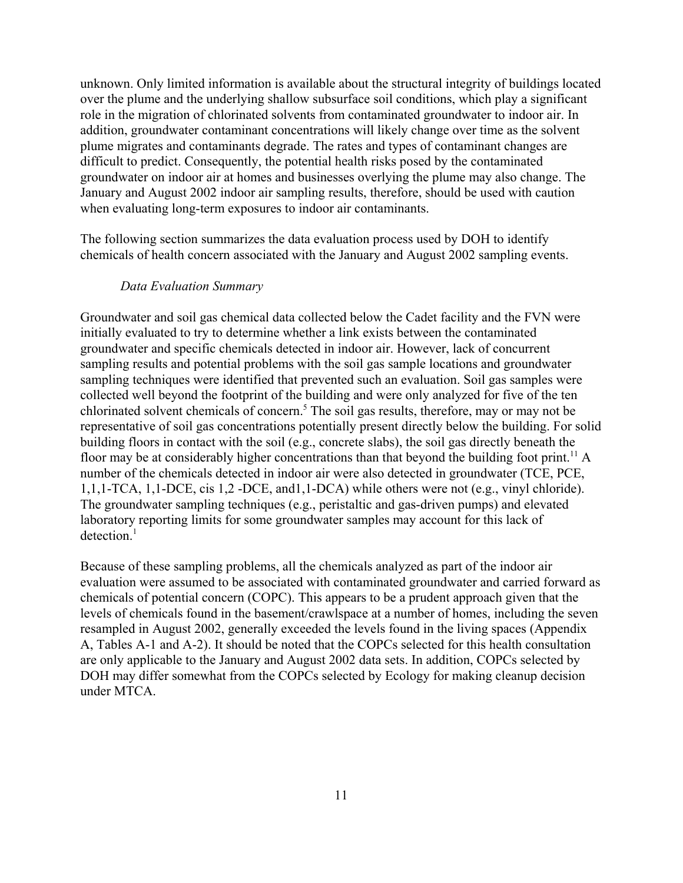unknown. Only limited information is available about the structural integrity of buildings located over the plume and the underlying shallow subsurface soil conditions, which play a significant role in the migration of chlorinated solvents from contaminated groundwater to indoor air. In addition, groundwater contaminant concentrations will likely change over time as the solvent plume migrates and contaminants degrade. The rates and types of contaminant changes are difficult to predict. Consequently, the potential health risks posed by the contaminated groundwater on indoor air at homes and businesses overlying the plume may also change. The January and August 2002 indoor air sampling results, therefore, should be used with caution when evaluating long-term exposures to indoor air contaminants.

The following section summarizes the data evaluation process used by DOH to identify chemicals of health concern associated with the January and August 2002 sampling events.

*Data Evaluation Summary*

Groundwater and soil gas chemical data collected below the Cadet facility and the FVN were initially evaluated to try to determine whether a link exists between the contaminated groundwater and specific chemicals detected in indoor air. However, lack of concurrent sampling results and potential problems with the soil gas sample locations and groundwater sampling techniques were identified that prevented such an evaluation. Soil gas samples were collected well beyond the footprint of the building and were only analyzed for five of the ten chlorinated solvent chemicals of concern.[5] The soil gas results, therefore, may or may not be representative of soil gas concentrations potentially present directly below the building. For solid building floors in contact with the soil (e.g., concrete slabs), the soil gas directly beneath the floor may be at considerably higher concentrations than that beyond the building foot print.[11] A number of the chemicals detected in indoor air were also detected in groundwater (TCE, PCE, 1,1,1-TCA, 1,1-DCE, cis 1,2 -DCE, and1,1-DCA) while others were not (e.g., vinyl chloride). The groundwater sampling techniques (e.g., peristaltic and gas-driven pumps) and elevated laboratory reporting limits for some groundwater samples may account for this lack of detection.[1]

Because of these sampling problems, all the chemicals analyzed as part of the indoor air evaluation were assumed to be associated with contaminated groundwater and carried forward as chemicals of potential concern (COPC). This appears to be a prudent approach given that the levels of chemicals found in the basement/crawlspace at a number of homes, including the seven resampled in August 2002, generally exceeded the levels found in the living spaces (Appendix A, Tables A-1 and A-2). It should be noted that the COPCs selected for this health consultation are only applicable to the January and August 2002 data sets. In addition, COPCs selected by DOH may differ somewhat from the COPCs selected by Ecology for making cleanup decision under MTCA.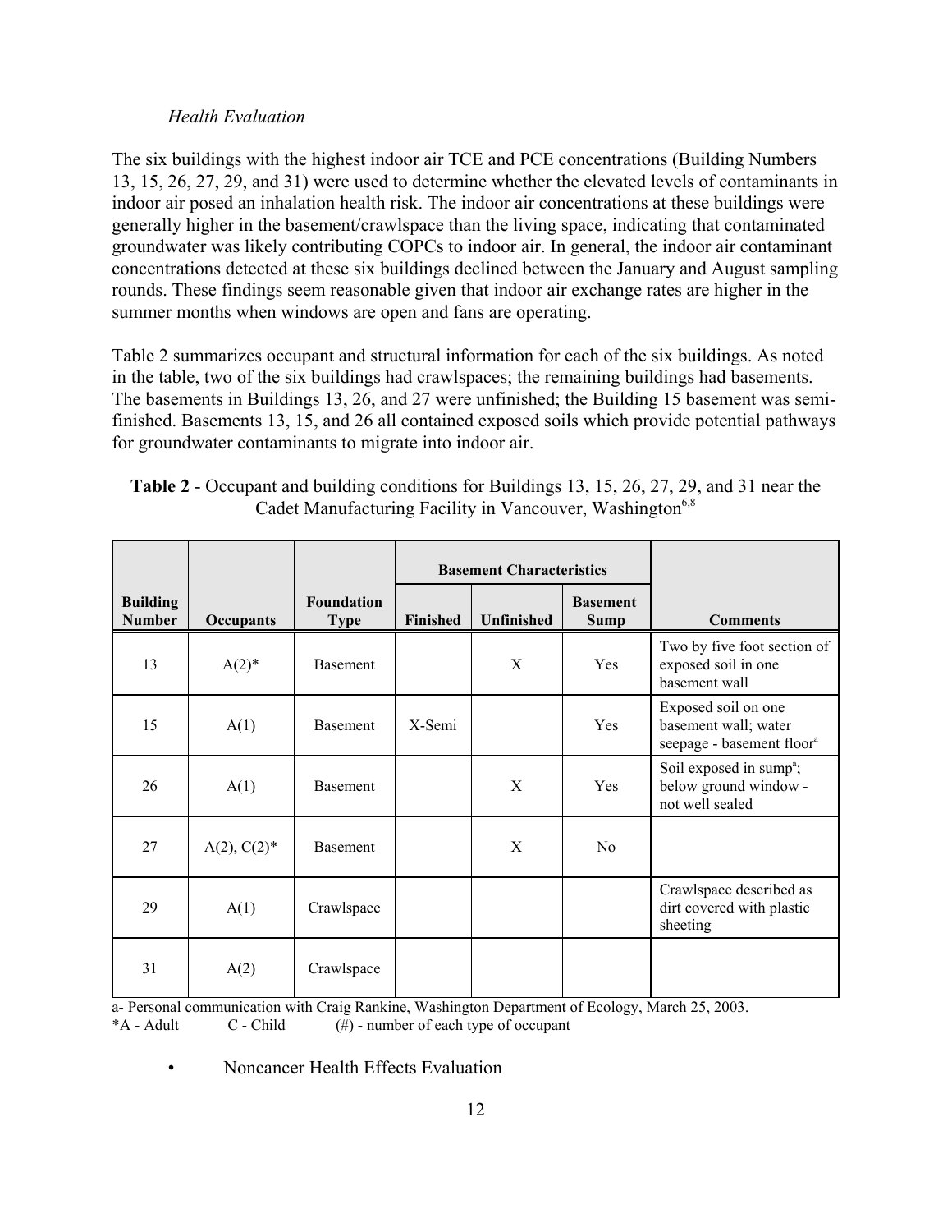*Health Evaluation*

The six buildings with the highest indoor air TCE and PCE concentrations (Building Numbers 13, 15, 26, 27, 29, and 31) were used to determine whether the elevated levels of contaminants in indoor air posed an inhalation health risk. The indoor air concentrations at these buildings were generally higher in the basement/crawlspace than the living space, indicating that contaminated groundwater was likely contributing COPCs to indoor air. In general, the indoor air contaminant concentrations detected at these six buildings declined between the January and August sampling rounds. These findings seem reasonable given that indoor air exchange rates are higher in the summer months when windows are open and fans are operating.

Table 2 summarizes occupant and structural information for each of the six buildings. As noted in the table, two of the six buildings had crawlspaces; the remaining buildings had basements. The basements in Buildings 13, 26, and 27 were unfinished; the Building 15 basement was semi-finished. Basements 13, 15, and 26 all contained exposed soils which provide potential pathways for groundwater contaminants to migrate into indoor air.

**Table 2** - Occupant and building conditions for Buildings 13, 15, 26, 27, 29, and 31 near the Cadet Manufacturing Facility in Vancouver, Washington[6,8]

| | | | Basement Characteristics | | | |
|---|---|---|---|---|---|---|
| **Building Number** | **Occupants** | **Foundation Type** | **Finished** | **Unfinished** | **Basement Sump** | **Comments** |
| 13 | A(2)* | Basement | | X | Yes | Two by five foot section of exposed soil in one basement wall |
| 15 | A(1) | Basement | X-Semi | | Yes | Exposed soil on one basement wall; water seepage - basement floor[a] |
| 26 | A(1) | Basement | | X | Yes | Soil exposed in sump[a]; below ground window - not well sealed |
| 27 | A(2), C(2)* | Basement | | X | No | |
| 29 | A(1) | Crawlspace | | | | Crawlspace described as dirt covered with plastic sheeting |
| 31 | A(2) | Crawlspace | | | | |

a- Personal communication with Craig Rankine, Washington Department of Ecology, March 25, 2003.
*A - Adult     C - Child     (#) - number of each type of occupant

- Noncancer Health Effects Evaluation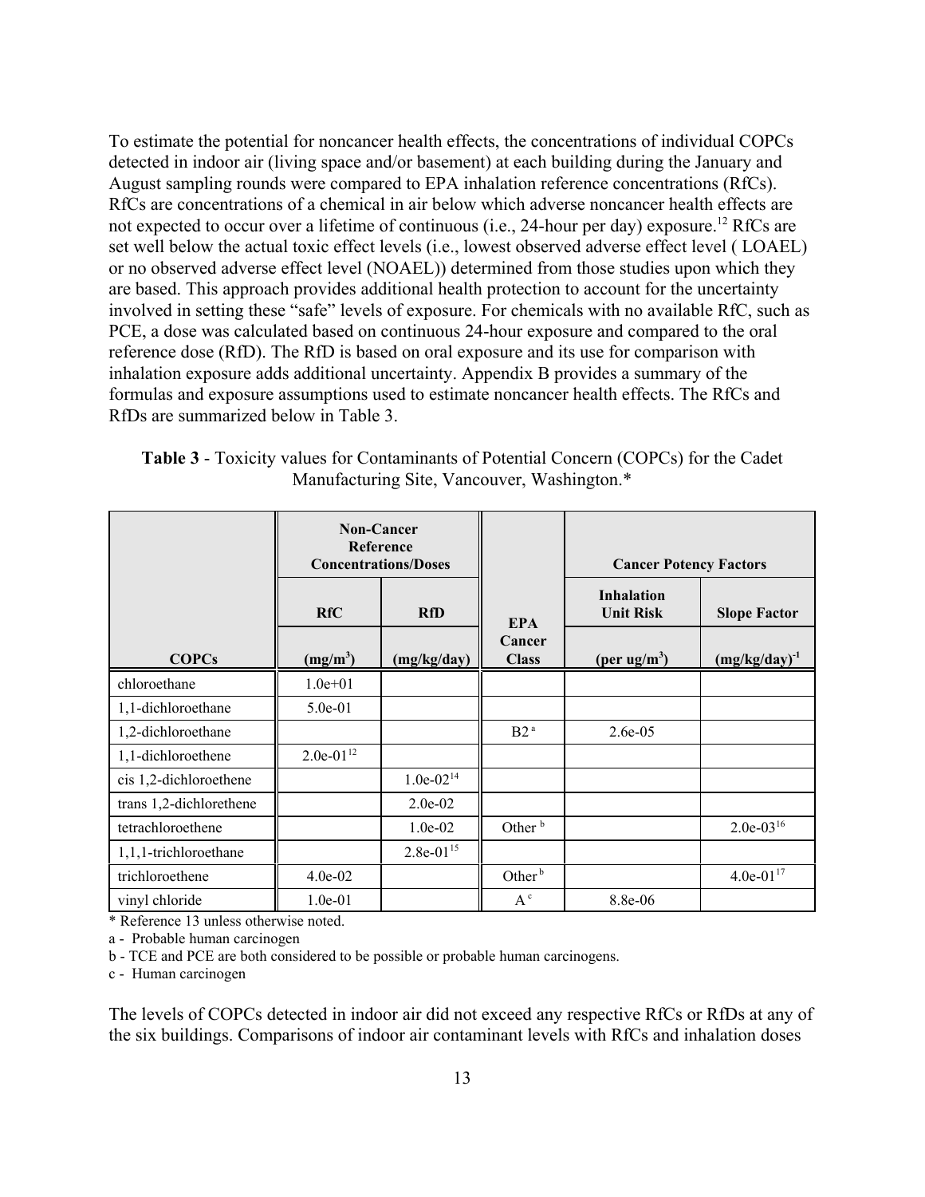To estimate the potential for noncancer health effects, the concentrations of individual COPCs detected in indoor air (living space and/or basement) at each building during the January and August sampling rounds were compared to EPA inhalation reference concentrations (RfCs). RfCs are concentrations of a chemical in air below which adverse noncancer health effects are not expected to occur over a lifetime of continuous (i.e., 24-hour per day) exposure.[12] RfCs are set well below the actual toxic effect levels (i.e., lowest observed adverse effect level ( LOAEL) or no observed adverse effect level (NOAEL)) determined from those studies upon which they are based. This approach provides additional health protection to account for the uncertainty involved in setting these "safe" levels of exposure. For chemicals with no available RfC, such as PCE, a dose was calculated based on continuous 24-hour exposure and compared to the oral reference dose (RfD). The RfD is based on oral exposure and its use for comparison with inhalation exposure adds additional uncertainty. Appendix B provides a summary of the formulas and exposure assumptions used to estimate noncancer health effects. The RfCs and RfDs are summarized below in Table 3.

**Table 3** - Toxicity values for Contaminants of Potential Concern (COPCs) for the Cadet Manufacturing Site, Vancouver, Washington.*

| | Non-Cancer Reference Concentrations/Doses | | | Cancer Potency Factors | |
|---|---|---|---|---|---|
| | RfC | RfD | EPA Cancer Class | Inhalation Unit Risk | Slope Factor |
| COPCs | ($mg/m^3$) | (mg/kg/day) | | (per $ug/m^3$) | $(mg/kg/day)^{-1}$ |
| chloroethane | 1.0e+01 | | | | |
| 1,1-dichloroethane | 5.0e-01 | | | | |
| 1,2-dichloroethane | | | B2 [a] | 2.6e-05 | |
| 1,1-dichloroethene | 2.0e-01[12] | | | | |
| cis 1,2-dichloroethene | | 1.0e-02[14] | | | |
| trans 1,2-dichlorethene | | 2.0e-02 | | | |
| tetrachloroethene | | 1.0e-02 | Other [b] | | 2.0e-03[16] |
| 1,1,1-trichloroethane | | 2.8e-01[15] | | | |
| trichloroethene | 4.0e-02 | | Other [b] | | 4.0e-01[17] |
| vinyl chloride | 1.0e-01 | | A [c] | 8.8e-06 | |

\* Reference 13 unless otherwise noted.

a - Probable human carcinogen

b - TCE and PCE are both considered to be possible or probable human carcinogens.

c - Human carcinogen

The levels of COPCs detected in indoor air did not exceed any respective RfCs or RfDs at any of the six buildings. Comparisons of indoor air contaminant levels with RfCs and inhalation doses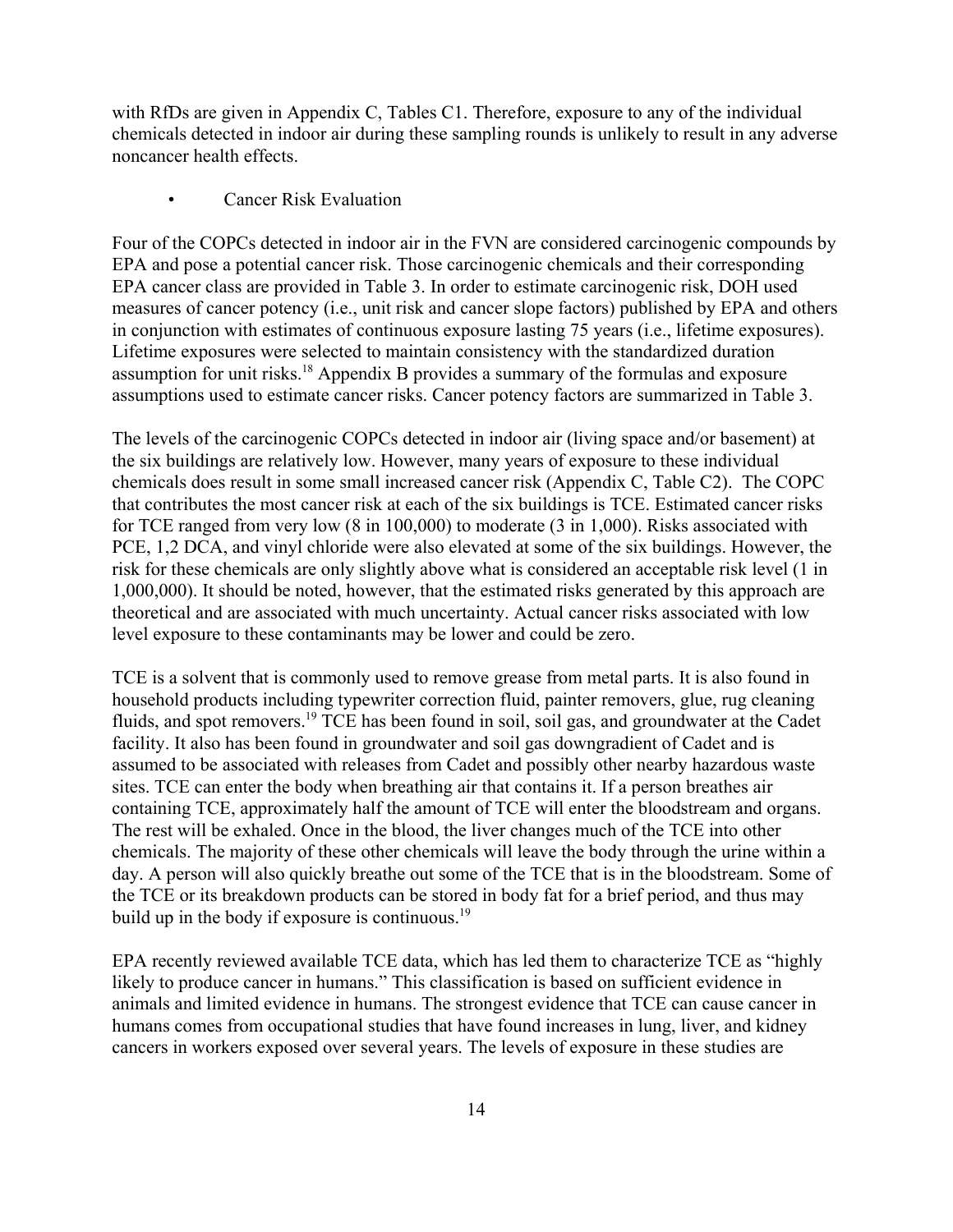with RfDs are given in Appendix C, Tables C1. Therefore, exposure to any of the individual chemicals detected in indoor air during these sampling rounds is unlikely to result in any adverse noncancer health effects.

- Cancer Risk Evaluation

Four of the COPCs detected in indoor air in the FVN are considered carcinogenic compounds by EPA and pose a potential cancer risk. Those carcinogenic chemicals and their corresponding EPA cancer class are provided in Table 3. In order to estimate carcinogenic risk, DOH used measures of cancer potency (i.e., unit risk and cancer slope factors) published by EPA and others in conjunction with estimates of continuous exposure lasting 75 years (i.e., lifetime exposures). Lifetime exposures were selected to maintain consistency with the standardized duration assumption for unit risks.[18] Appendix B provides a summary of the formulas and exposure assumptions used to estimate cancer risks. Cancer potency factors are summarized in Table 3.

The levels of the carcinogenic COPCs detected in indoor air (living space and/or basement) at the six buildings are relatively low. However, many years of exposure to these individual chemicals does result in some small increased cancer risk (Appendix C, Table C2). The COPC that contributes the most cancer risk at each of the six buildings is TCE. Estimated cancer risks for TCE ranged from very low (8 in 100,000) to moderate (3 in 1,000). Risks associated with PCE, 1,2 DCA, and vinyl chloride were also elevated at some of the six buildings. However, the risk for these chemicals are only slightly above what is considered an acceptable risk level (1 in 1,000,000). It should be noted, however, that the estimated risks generated by this approach are theoretical and are associated with much uncertainty. Actual cancer risks associated with low level exposure to these contaminants may be lower and could be zero.

TCE is a solvent that is commonly used to remove grease from metal parts. It is also found in household products including typewriter correction fluid, painter removers, glue, rug cleaning fluids, and spot removers.[19] TCE has been found in soil, soil gas, and groundwater at the Cadet facility. It also has been found in groundwater and soil gas downgradient of Cadet and is assumed to be associated with releases from Cadet and possibly other nearby hazardous waste sites. TCE can enter the body when breathing air that contains it. If a person breathes air containing TCE, approximately half the amount of TCE will enter the bloodstream and organs. The rest will be exhaled. Once in the blood, the liver changes much of the TCE into other chemicals. The majority of these other chemicals will leave the body through the urine within a day. A person will also quickly breathe out some of the TCE that is in the bloodstream. Some of the TCE or its breakdown products can be stored in body fat for a brief period, and thus may build up in the body if exposure is continuous.[19]

EPA recently reviewed available TCE data, which has led them to characterize TCE as "highly likely to produce cancer in humans." This classification is based on sufficient evidence in animals and limited evidence in humans. The strongest evidence that TCE can cause cancer in humans comes from occupational studies that have found increases in lung, liver, and kidney cancers in workers exposed over several years. The levels of exposure in these studies are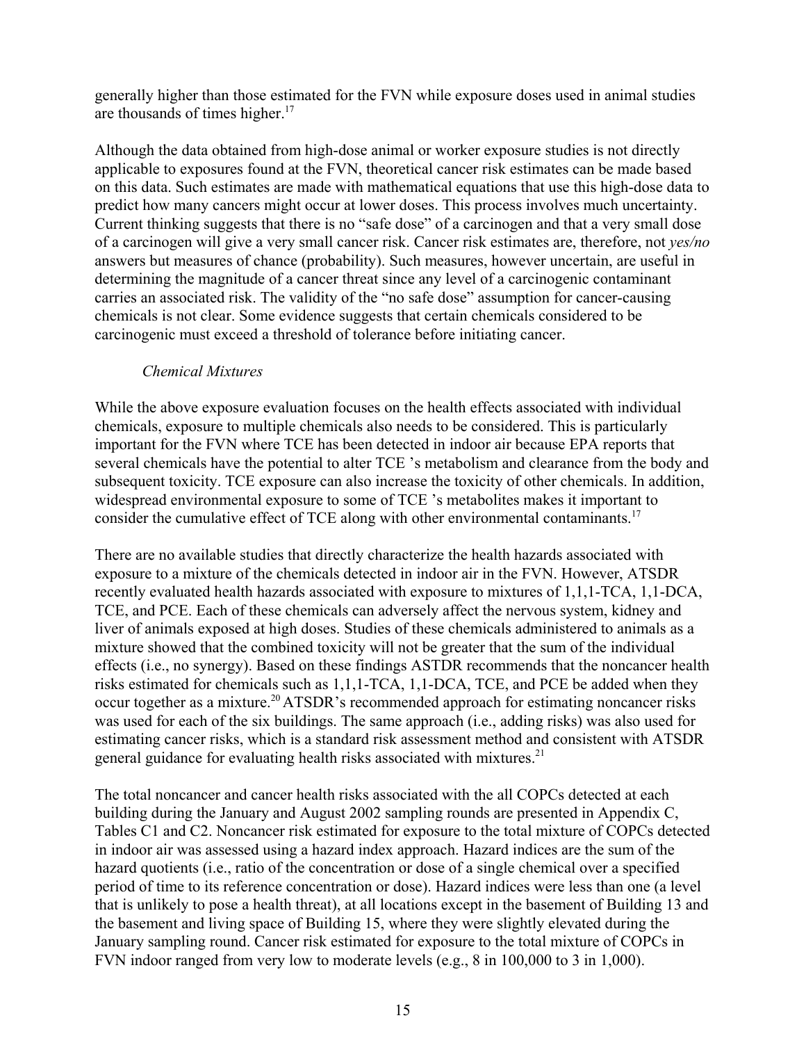generally higher than those estimated for the FVN while exposure doses used in animal studies are thousands of times higher.[17]

Although the data obtained from high-dose animal or worker exposure studies is not directly applicable to exposures found at the FVN, theoretical cancer risk estimates can be made based on this data. Such estimates are made with mathematical equations that use this high-dose data to predict how many cancers might occur at lower doses. This process involves much uncertainty. Current thinking suggests that there is no "safe dose" of a carcinogen and that a very small dose of a carcinogen will give a very small cancer risk. Cancer risk estimates are, therefore, not *yes/no* answers but measures of chance (probability). Such measures, however uncertain, are useful in determining the magnitude of a cancer threat since any level of a carcinogenic contaminant carries an associated risk. The validity of the "no safe dose" assumption for cancer-causing chemicals is not clear. Some evidence suggests that certain chemicals considered to be carcinogenic must exceed a threshold of tolerance before initiating cancer.

*Chemical Mixtures*

While the above exposure evaluation focuses on the health effects associated with individual chemicals, exposure to multiple chemicals also needs to be considered. This is particularly important for the FVN where TCE has been detected in indoor air because EPA reports that several chemicals have the potential to alter TCE 's metabolism and clearance from the body and subsequent toxicity. TCE exposure can also increase the toxicity of other chemicals. In addition, widespread environmental exposure to some of TCE 's metabolites makes it important to consider the cumulative effect of TCE along with other environmental contaminants.[17]

There are no available studies that directly characterize the health hazards associated with exposure to a mixture of the chemicals detected in indoor air in the FVN. However, ATSDR recently evaluated health hazards associated with exposure to mixtures of 1,1,1-TCA, 1,1-DCA, TCE, and PCE. Each of these chemicals can adversely affect the nervous system, kidney and liver of animals exposed at high doses. Studies of these chemicals administered to animals as a mixture showed that the combined toxicity will not be greater that the sum of the individual effects (i.e., no synergy). Based on these findings ASTDR recommends that the noncancer health risks estimated for chemicals such as 1,1,1-TCA, 1,1-DCA, TCE, and PCE be added when they occur together as a mixture.[20] ATSDR's recommended approach for estimating noncancer risks was used for each of the six buildings. The same approach (i.e., adding risks) was also used for estimating cancer risks, which is a standard risk assessment method and consistent with ATSDR general guidance for evaluating health risks associated with mixtures.[21]

The total noncancer and cancer health risks associated with the all COPCs detected at each building during the January and August 2002 sampling rounds are presented in Appendix C, Tables C1 and C2. Noncancer risk estimated for exposure to the total mixture of COPCs detected in indoor air was assessed using a hazard index approach. Hazard indices are the sum of the hazard quotients (i.e., ratio of the concentration or dose of a single chemical over a specified period of time to its reference concentration or dose). Hazard indices were less than one (a level that is unlikely to pose a health threat), at all locations except in the basement of Building 13 and the basement and living space of Building 15, where they were slightly elevated during the January sampling round. Cancer risk estimated for exposure to the total mixture of COPCs in FVN indoor ranged from very low to moderate levels (e.g., 8 in 100,000 to 3 in 1,000).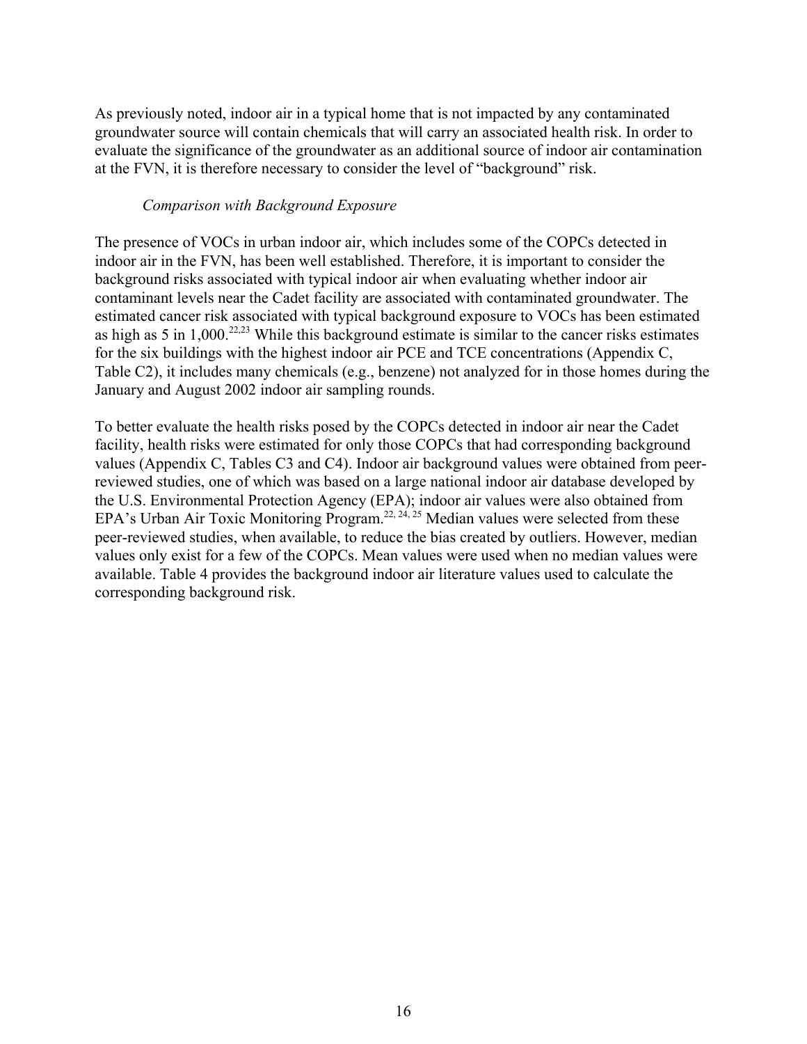As previously noted, indoor air in a typical home that is not impacted by any contaminated groundwater source will contain chemicals that will carry an associated health risk. In order to evaluate the significance of the groundwater as an additional source of indoor air contamination at the FVN, it is therefore necessary to consider the level of "background" risk.

*Comparison with Background Exposure*

The presence of VOCs in urban indoor air, which includes some of the COPCs detected in indoor air in the FVN, has been well established. Therefore, it is important to consider the background risks associated with typical indoor air when evaluating whether indoor air contaminant levels near the Cadet facility are associated with contaminated groundwater. The estimated cancer risk associated with typical background exposure to VOCs has been estimated as high as 5 in 1,000.[22,23] While this background estimate is similar to the cancer risks estimates for the six buildings with the highest indoor air PCE and TCE concentrations (Appendix C, Table C2), it includes many chemicals (e.g., benzene) not analyzed for in those homes during the January and August 2002 indoor air sampling rounds.

To better evaluate the health risks posed by the COPCs detected in indoor air near the Cadet facility, health risks were estimated for only those COPCs that had corresponding background values (Appendix C, Tables C3 and C4). Indoor air background values were obtained from peer-reviewed studies, one of which was based on a large national indoor air database developed by the U.S. Environmental Protection Agency (EPA); indoor air values were also obtained from EPA's Urban Air Toxic Monitoring Program.[22, 24, 25] Median values were selected from these peer-reviewed studies, when available, to reduce the bias created by outliers. However, median values only exist for a few of the COPCs. Mean values were used when no median values were available. Table 4 provides the background indoor air literature values used to calculate the corresponding background risk.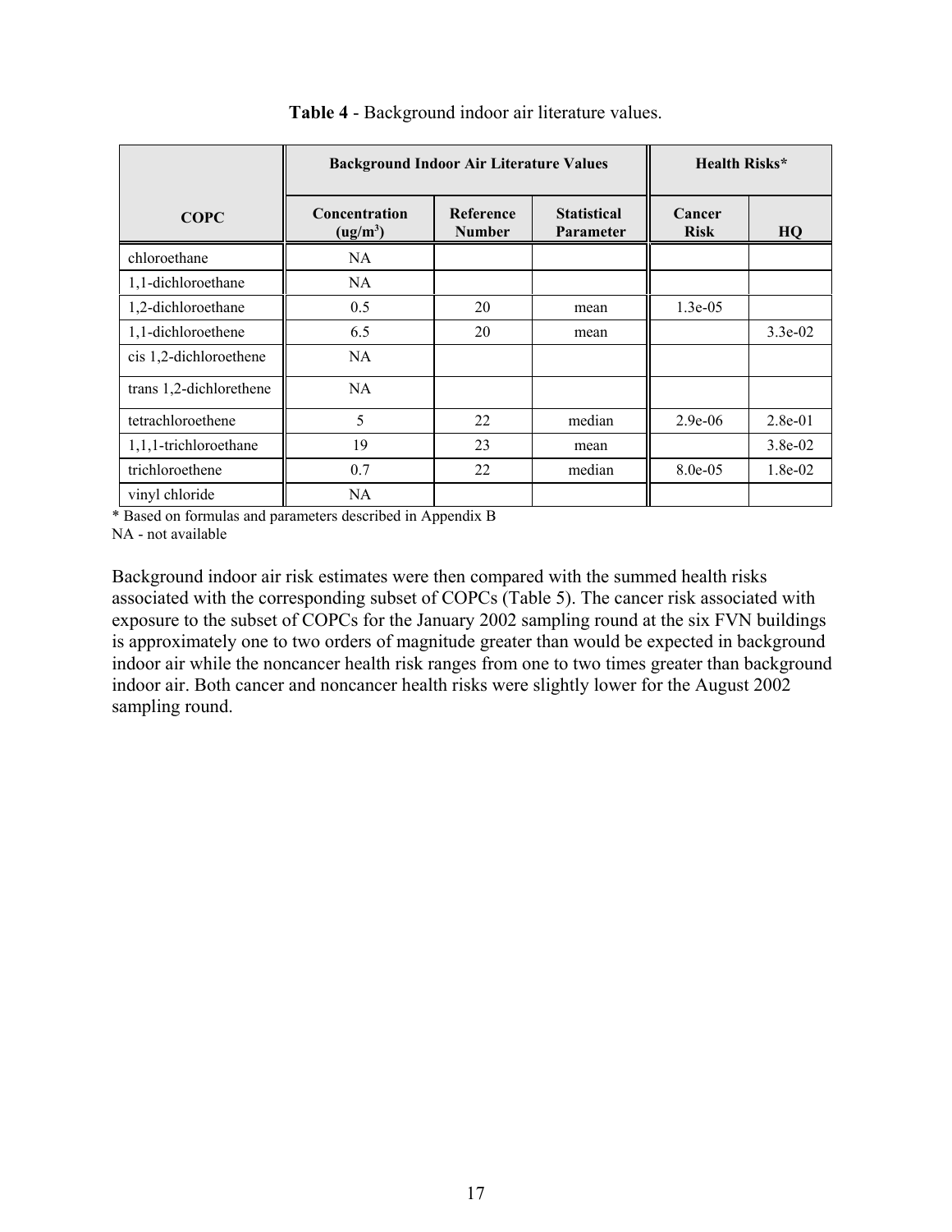**Table 4** - Background indoor air literature values.

| COPC | Background Indoor Air Literature Values | | | Health Risks* | |
|---|---|---|---|---|---|
| | Concentration ($ug/m^3$) | Reference Number | Statistical Parameter | Cancer Risk | HQ |
| chloroethane | NA | | | | |
| 1,1-dichloroethane | NA | | | | |
| 1,2-dichloroethane | 0.5 | 20 | mean | 1.3e-05 | |
| 1,1-dichloroethene | 6.5 | 20 | mean | | 3.3e-02 |
| cis 1,2-dichloroethene | NA | | | | |
| trans 1,2-dichlorethene | NA | | | | |
| tetrachloroethene | 5 | 22 | median | 2.9e-06 | 2.8e-01 |
| 1,1,1-trichloroethane | 19 | 23 | mean | | 3.8e-02 |
| trichloroethene | 0.7 | 22 | median | 8.0e-05 | 1.8e-02 |
| vinyl chloride | NA | | | | |

* Based on formulas and parameters described in Appendix B
NA - not available

Background indoor air risk estimates were then compared with the summed health risks associated with the corresponding subset of COPCs (Table 5). The cancer risk associated with exposure to the subset of COPCs for the January 2002 sampling round at the six FVN buildings is approximately one to two orders of magnitude greater than would be expected in background indoor air while the noncancer health risk ranges from one to two times greater than background indoor air. Both cancer and noncancer health risks were slightly lower for the August 2002 sampling round.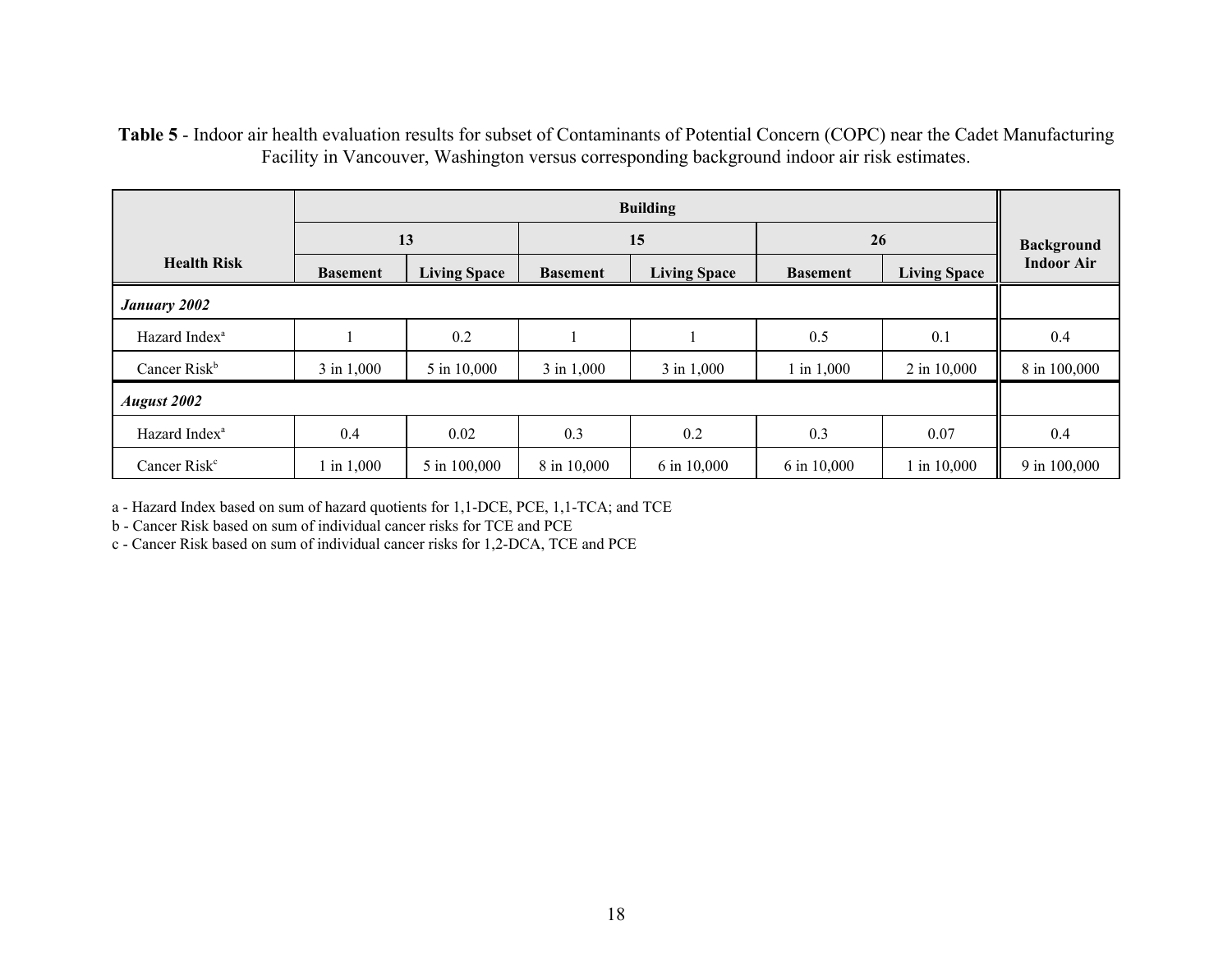**Table 5** - Indoor air health evaluation results for subset of Contaminants of Potential Concern (COPC) near the Cadet Manufacturing Facility in Vancouver, Washington versus corresponding background indoor air risk estimates.

| Health Risk | Building | | | | | | Background Indoor Air |
|---|---|---|---|---|---|---|---|
| | 13 | | 15 | | 26 | | |
| | Basement | Living Space | Basement | Living Space | Basement | Living Space | |
| ***January 2002*** | | | | | | | |
| Hazard Index[a] | 1 | 0.2 | 1 | 1 | 0.5 | 0.1 | 0.4 |
| Cancer Risk[b] | 3 in 1,000 | 5 in 10,000 | 3 in 1,000 | 3 in 1,000 | 1 in 1,000 | 2 in 10,000 | 8 in 100,000 |
| ***August 2002*** | | | | | | | |
| Hazard Index[a] | 0.4 | 0.02 | 0.3 | 0.2 | 0.3 | 0.07 | 0.4 |
| Cancer Risk[c] | 1 in 1,000 | 5 in 100,000 | 8 in 10,000 | 6 in 10,000 | 6 in 10,000 | 1 in 10,000 | 9 in 100,000 |

a - Hazard Index based on sum of hazard quotients for 1,1-DCE, PCE, 1,1-TCA; and TCE

b - Cancer Risk based on sum of individual cancer risks for TCE and PCE

c - Cancer Risk based on sum of individual cancer risks for 1,2-DCA, TCE and PCE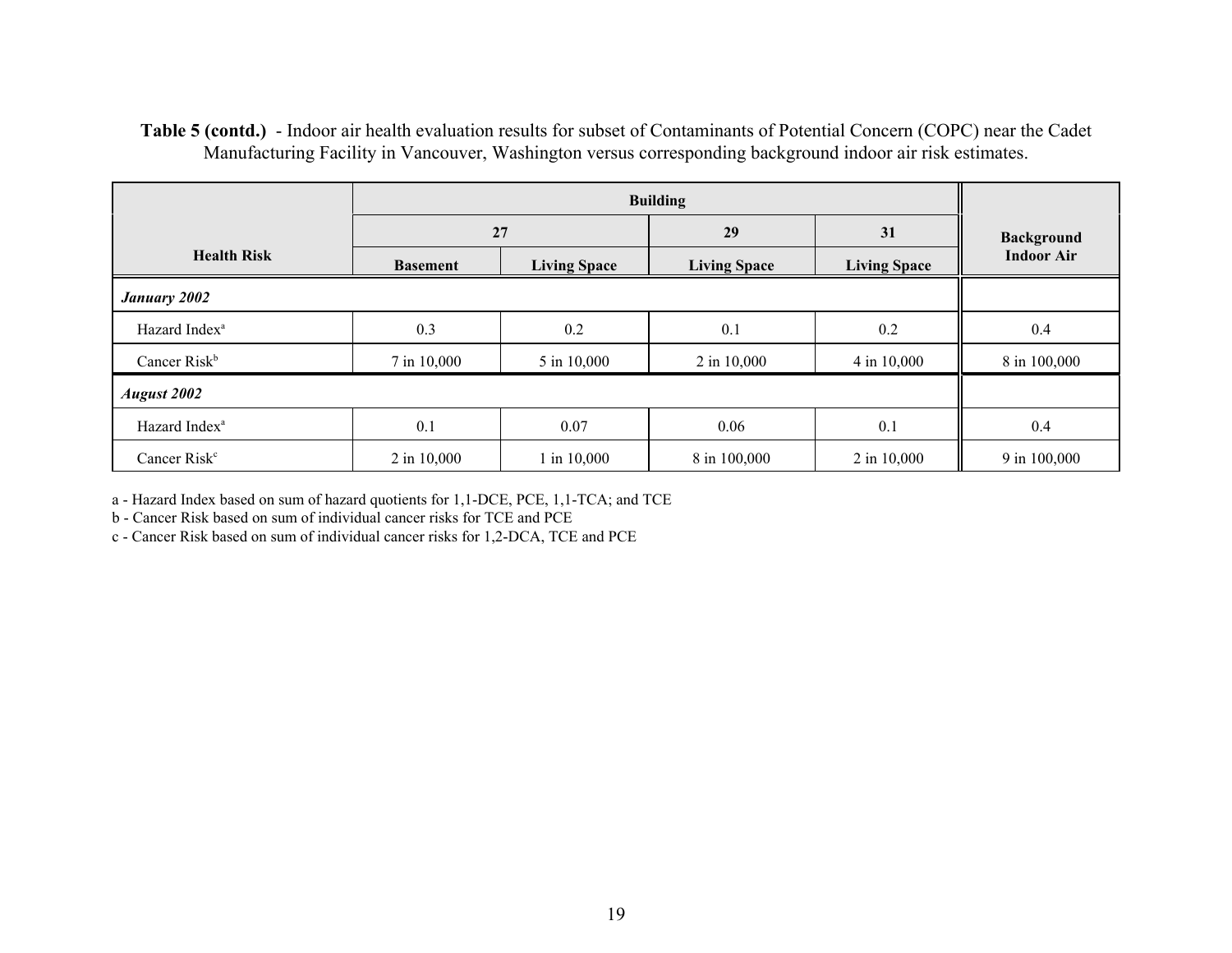**Table 5 (contd.)** - Indoor air health evaluation results for subset of Contaminants of Potential Concern (COPC) near the Cadet Manufacturing Facility in Vancouver, Washington versus corresponding background indoor air risk estimates.

| Health Risk | Building | | | | Background Indoor Air |
|---|---|---|---|---|---|
| | 27 | | 29 | 31 | |
| | Basement | Living Space | Living Space | Living Space | |
| ***January 2002*** | | | | | |
| Hazard Index[a] | 0.3 | 0.2 | 0.1 | 0.2 | 0.4 |
| Cancer Risk[b] | 7 in 10,000 | 5 in 10,000 | 2 in 10,000 | 4 in 10,000 | 8 in 100,000 |
| ***August 2002*** | | | | | |
| Hazard Index[a] | 0.1 | 0.07 | 0.06 | 0.1 | 0.4 |
| Cancer Risk[c] | 2 in 10,000 | 1 in 10,000 | 8 in 100,000 | 2 in 10,000 | 9 in 100,000 |

a - Hazard Index based on sum of hazard quotients for 1,1-DCE, PCE, 1,1-TCA; and TCE

b - Cancer Risk based on sum of individual cancer risks for TCE and PCE

c - Cancer Risk based on sum of individual cancer risks for 1,2-DCA, TCE and PCE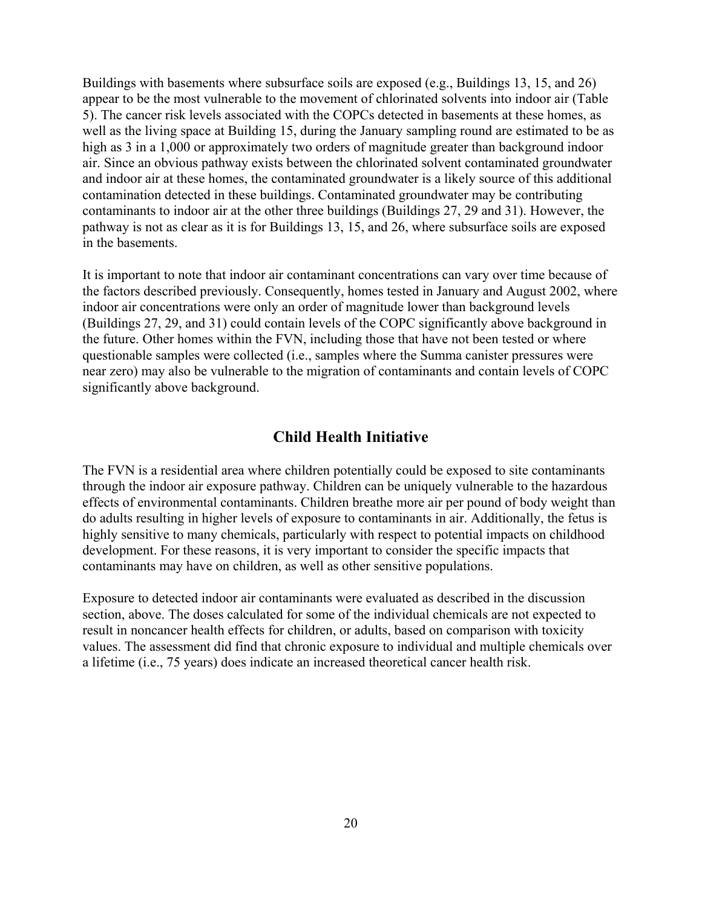Buildings with basements where subsurface soils are exposed (e.g., Buildings 13, 15, and 26) appear to be the most vulnerable to the movement of chlorinated solvents into indoor air (Table 5). The cancer risk levels associated with the COPCs detected in basements at these homes, as well as the living space at Building 15, during the January sampling round are estimated to be as high as 3 in a 1,000 or approximately two orders of magnitude greater than background indoor air. Since an obvious pathway exists between the chlorinated solvent contaminated groundwater and indoor air at these homes, the contaminated groundwater is a likely source of this additional contamination detected in these buildings. Contaminated groundwater may be contributing contaminants to indoor air at the other three buildings (Buildings 27, 29 and 31). However, the pathway is not as clear as it is for Buildings 13, 15, and 26, where subsurface soils are exposed in the basements.

It is important to note that indoor air contaminant concentrations can vary over time because of the factors described previously. Consequently, homes tested in January and August 2002, where indoor air concentrations were only an order of magnitude lower than background levels (Buildings 27, 29, and 31) could contain levels of the COPC significantly above background in the future. Other homes within the FVN, including those that have not been tested or where questionable samples were collected (i.e., samples where the Summa canister pressures were near zero) may also be vulnerable to the migration of contaminants and contain levels of COPC significantly above background.

## Child Health Initiative

The FVN is a residential area where children potentially could be exposed to site contaminants through the indoor air exposure pathway. Children can be uniquely vulnerable to the hazardous effects of environmental contaminants. Children breathe more air per pound of body weight than do adults resulting in higher levels of exposure to contaminants in air. Additionally, the fetus is highly sensitive to many chemicals, particularly with respect to potential impacts on childhood development. For these reasons, it is very important to consider the specific impacts that contaminants may have on children, as well as other sensitive populations.

Exposure to detected indoor air contaminants were evaluated as described in the discussion section, above. The doses calculated for some of the individual chemicals are not expected to result in noncancer health effects for children, or adults, based on comparison with toxicity values. The assessment did find that chronic exposure to individual and multiple chemicals over a lifetime (i.e., 75 years) does indicate an increased theoretical cancer health risk.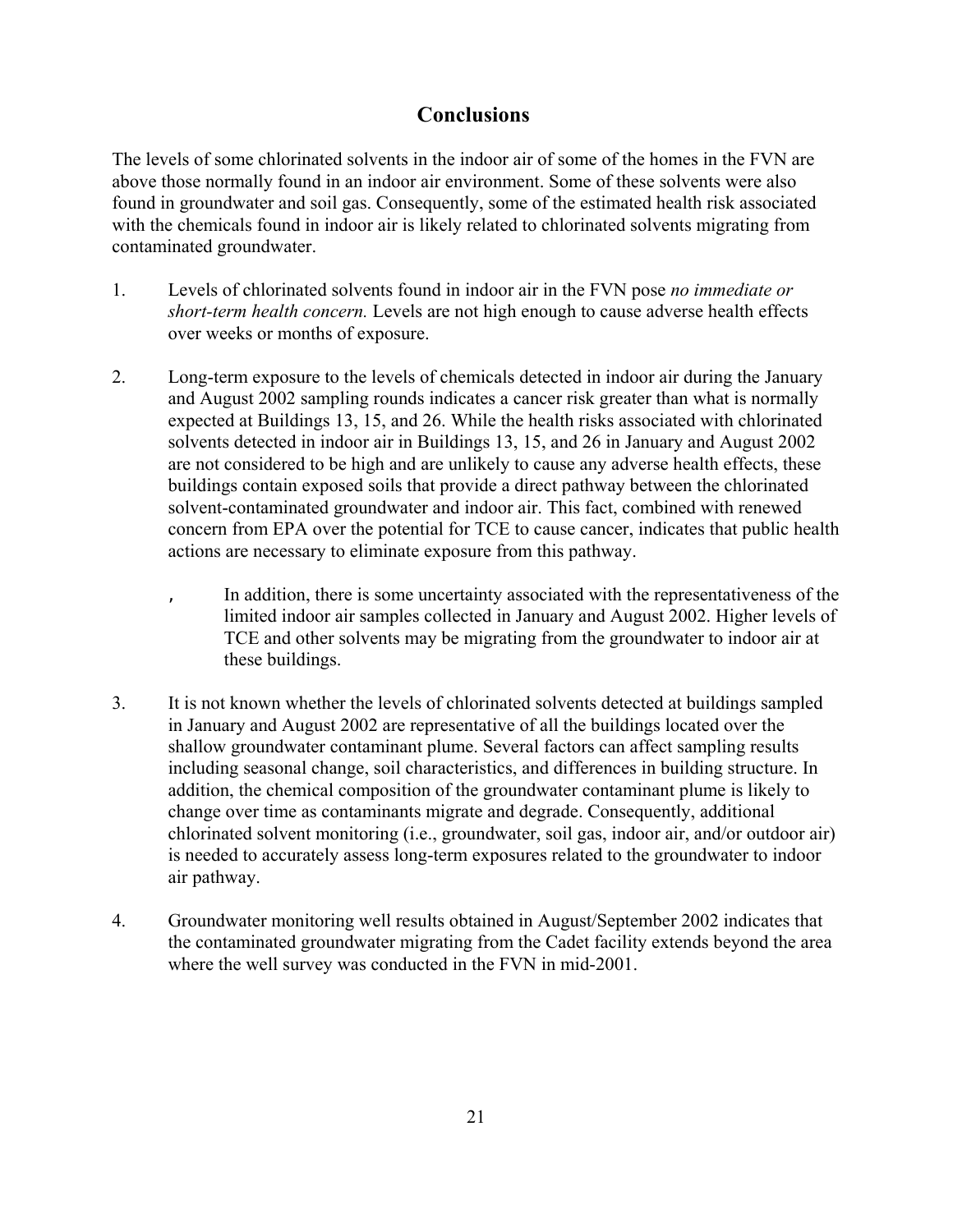## Conclusions

The levels of some chlorinated solvents in the indoor air of some of the homes in the FVN are above those normally found in an indoor air environment. Some of these solvents were also found in groundwater and soil gas. Consequently, some of the estimated health risk associated with the chemicals found in indoor air is likely related to chlorinated solvents migrating from contaminated groundwater.

1. Levels of chlorinated solvents found in indoor air in the FVN pose *no immediate or short-term health concern.* Levels are not high enough to cause adverse health effects over weeks or months of exposure.

2. Long-term exposure to the levels of chemicals detected in indoor air during the January and August 2002 sampling rounds indicates a cancer risk greater than what is normally expected at Buildings 13, 15, and 26. While the health risks associated with chlorinated solvents detected in indoor air in Buildings 13, 15, and 26 in January and August 2002 are not considered to be high and are unlikely to cause any adverse health effects, these buildings contain exposed soils that provide a direct pathway between the chlorinated solvent-contaminated groundwater and indoor air. This fact, combined with renewed concern from EPA over the potential for TCE to cause cancer, indicates that public health actions are necessary to eliminate exposure from this pathway.

   - In addition, there is some uncertainty associated with the representativeness of the limited indoor air samples collected in January and August 2002. Higher levels of TCE and other solvents may be migrating from the groundwater to indoor air at these buildings.

3. It is not known whether the levels of chlorinated solvents detected at buildings sampled in January and August 2002 are representative of all the buildings located over the shallow groundwater contaminant plume. Several factors can affect sampling results including seasonal change, soil characteristics, and differences in building structure. In addition, the chemical composition of the groundwater contaminant plume is likely to change over time as contaminants migrate and degrade. Consequently, additional chlorinated solvent monitoring (i.e., groundwater, soil gas, indoor air, and/or outdoor air) is needed to accurately assess long-term exposures related to the groundwater to indoor air pathway.

4. Groundwater monitoring well results obtained in August/September 2002 indicates that the contaminated groundwater migrating from the Cadet facility extends beyond the area where the well survey was conducted in the FVN in mid-2001.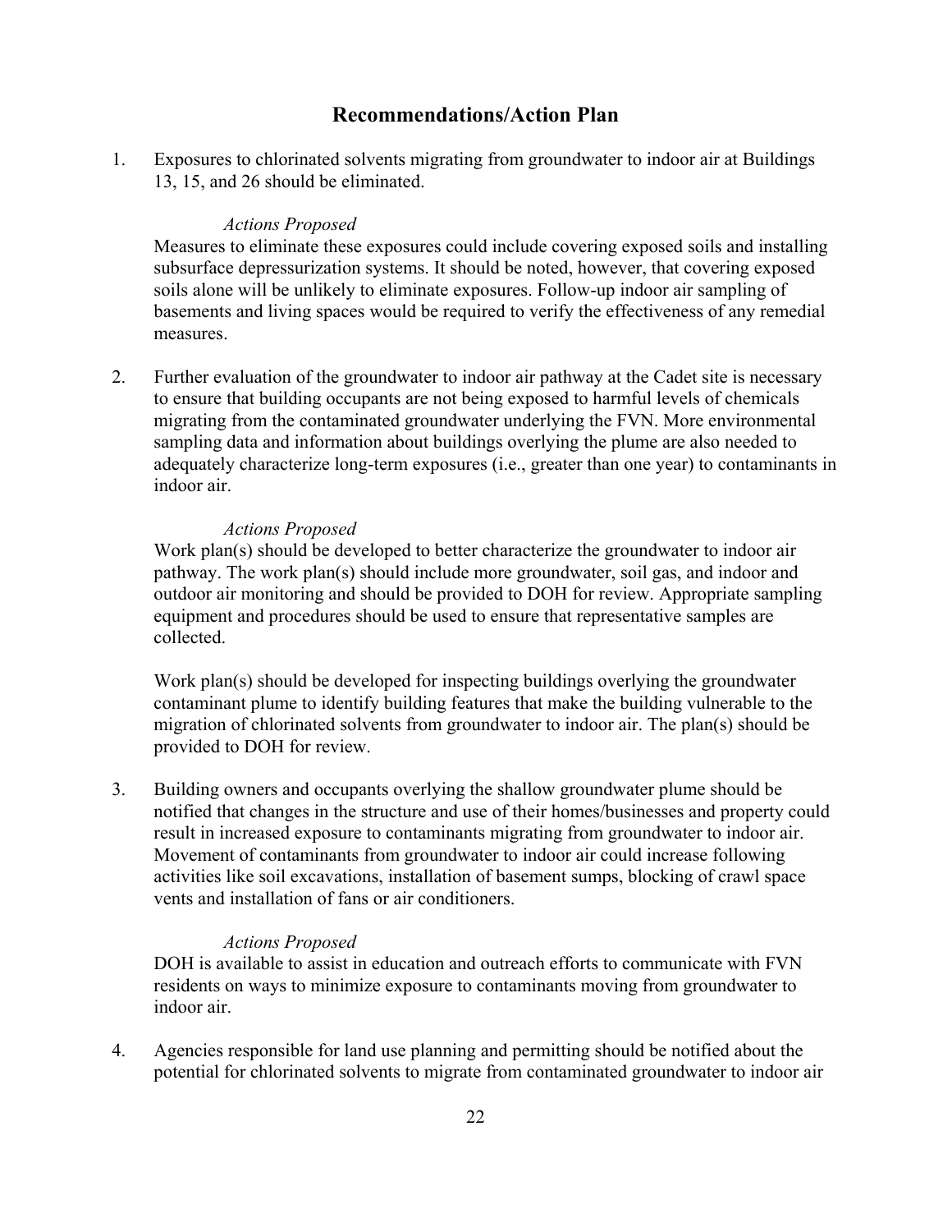## Recommendations/Action Plan

1. Exposures to chlorinated solvents migrating from groundwater to indoor air at Buildings 13, 15, and 26 should be eliminated.

   *Actions Proposed*

   Measures to eliminate these exposures could include covering exposed soils and installing subsurface depressurization systems. It should be noted, however, that covering exposed soils alone will be unlikely to eliminate exposures. Follow-up indoor air sampling of basements and living spaces would be required to verify the effectiveness of any remedial measures.

2. Further evaluation of the groundwater to indoor air pathway at the Cadet site is necessary to ensure that building occupants are not being exposed to harmful levels of chemicals migrating from the contaminated groundwater underlying the FVN. More environmental sampling data and information about buildings overlying the plume are also needed to adequately characterize long-term exposures (i.e., greater than one year) to contaminants in indoor air.

   *Actions Proposed*

   Work plan(s) should be developed to better characterize the groundwater to indoor air pathway. The work plan(s) should include more groundwater, soil gas, and indoor and outdoor air monitoring and should be provided to DOH for review. Appropriate sampling equipment and procedures should be used to ensure that representative samples are collected.

   Work plan(s) should be developed for inspecting buildings overlying the groundwater contaminant plume to identify building features that make the building vulnerable to the migration of chlorinated solvents from groundwater to indoor air. The plan(s) should be provided to DOH for review.

3. Building owners and occupants overlying the shallow groundwater plume should be notified that changes in the structure and use of their homes/businesses and property could result in increased exposure to contaminants migrating from groundwater to indoor air. Movement of contaminants from groundwater to indoor air could increase following activities like soil excavations, installation of basement sumps, blocking of crawl space vents and installation of fans or air conditioners.

   *Actions Proposed*

   DOH is available to assist in education and outreach efforts to communicate with FVN residents on ways to minimize exposure to contaminants moving from groundwater to indoor air.

4. Agencies responsible for land use planning and permitting should be notified about the potential for chlorinated solvents to migrate from contaminated groundwater to indoor air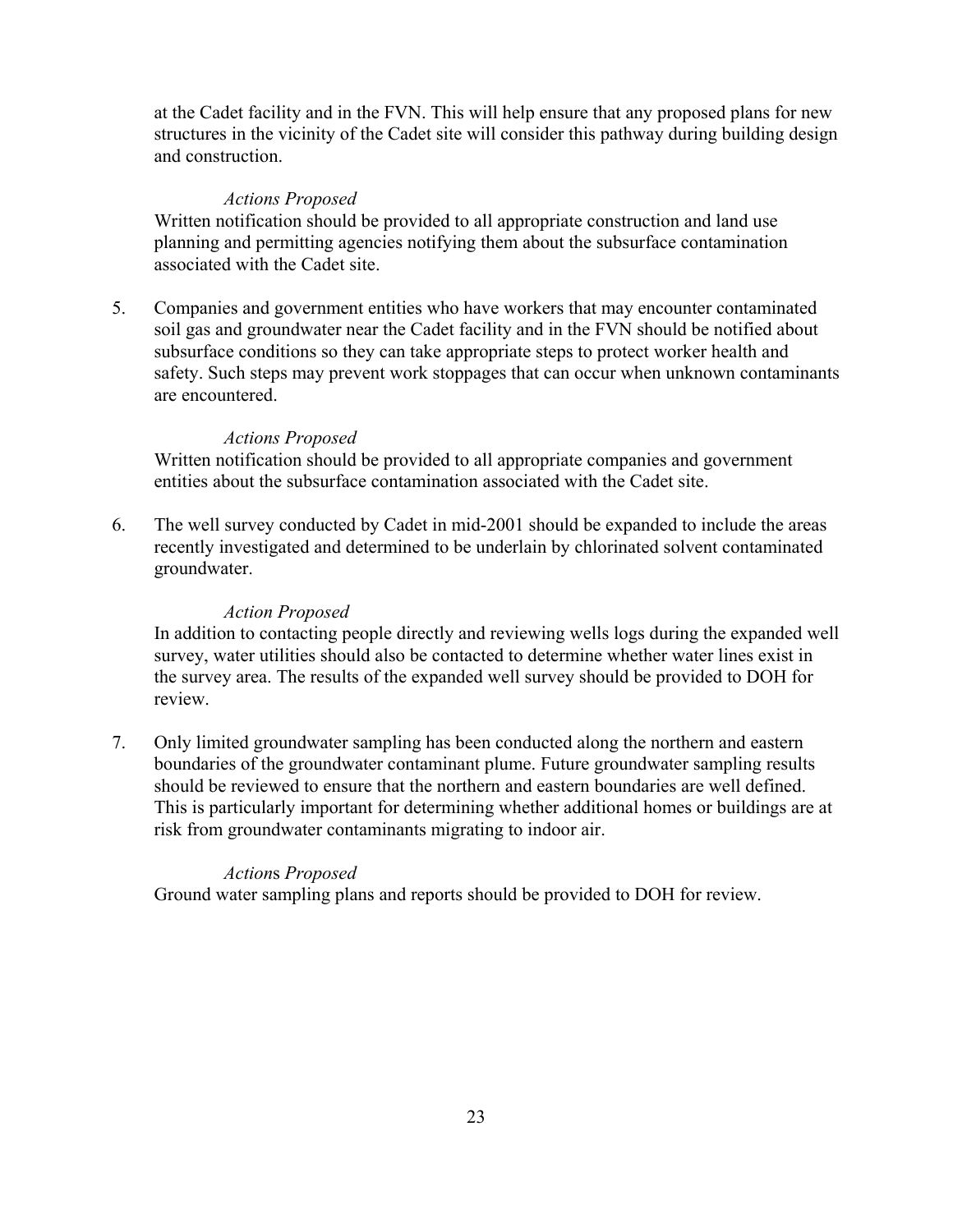at the Cadet facility and in the FVN. This will help ensure that any proposed plans for new structures in the vicinity of the Cadet site will consider this pathway during building design and construction.

*Actions Proposed*

Written notification should be provided to all appropriate construction and land use planning and permitting agencies notifying them about the subsurface contamination associated with the Cadet site.

5. Companies and government entities who have workers that may encounter contaminated soil gas and groundwater near the Cadet facility and in the FVN should be notified about subsurface conditions so they can take appropriate steps to protect worker health and safety. Such steps may prevent work stoppages that can occur when unknown contaminants are encountered.

   *Actions Proposed*

   Written notification should be provided to all appropriate companies and government entities about the subsurface contamination associated with the Cadet site.

6. The well survey conducted by Cadet in mid-2001 should be expanded to include the areas recently investigated and determined to be underlain by chlorinated solvent contaminated groundwater.

   *Action Proposed*

   In addition to contacting people directly and reviewing wells logs during the expanded well survey, water utilities should also be contacted to determine whether water lines exist in the survey area. The results of the expanded well survey should be provided to DOH for review.

7. Only limited groundwater sampling has been conducted along the northern and eastern boundaries of the groundwater contaminant plume. Future groundwater sampling results should be reviewed to ensure that the northern and eastern boundaries are well defined. This is particularly important for determining whether additional homes or buildings are at risk from groundwater contaminants migrating to indoor air.

   *Actions Proposed*

   Ground water sampling plans and reports should be provided to DOH for review.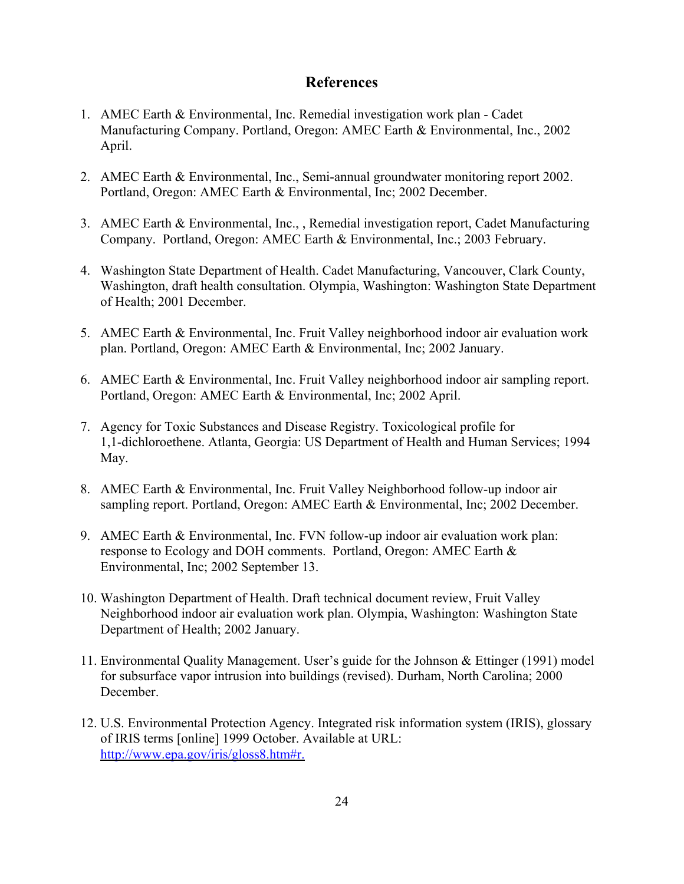## References

1. AMEC Earth & Environmental, Inc. Remedial investigation work plan - Cadet Manufacturing Company. Portland, Oregon: AMEC Earth & Environmental, Inc., 2002 April.

2. AMEC Earth & Environmental, Inc., Semi-annual groundwater monitoring report 2002. Portland, Oregon: AMEC Earth & Environmental, Inc; 2002 December.

3. AMEC Earth & Environmental, Inc., , Remedial investigation report, Cadet Manufacturing Company. Portland, Oregon: AMEC Earth & Environmental, Inc.; 2003 February.

4. Washington State Department of Health. Cadet Manufacturing, Vancouver, Clark County, Washington, draft health consultation. Olympia, Washington: Washington State Department of Health; 2001 December.

5. AMEC Earth & Environmental, Inc. Fruit Valley neighborhood indoor air evaluation work plan. Portland, Oregon: AMEC Earth & Environmental, Inc; 2002 January.

6. AMEC Earth & Environmental, Inc. Fruit Valley neighborhood indoor air sampling report. Portland, Oregon: AMEC Earth & Environmental, Inc; 2002 April.

7. Agency for Toxic Substances and Disease Registry. Toxicological profile for 1,1-dichloroethene. Atlanta, Georgia: US Department of Health and Human Services; 1994 May.

8. AMEC Earth & Environmental, Inc. Fruit Valley Neighborhood follow-up indoor air sampling report. Portland, Oregon: AMEC Earth & Environmental, Inc; 2002 December.

9. AMEC Earth & Environmental, Inc. FVN follow-up indoor air evaluation work plan: response to Ecology and DOH comments. Portland, Oregon: AMEC Earth & Environmental, Inc; 2002 September 13.

10. Washington Department of Health. Draft technical document review, Fruit Valley Neighborhood indoor air evaluation work plan. Olympia, Washington: Washington State Department of Health; 2002 January.

11. Environmental Quality Management. User's guide for the Johnson & Ettinger (1991) model for subsurface vapor intrusion into buildings (revised). Durham, North Carolina; 2000 December.

12. U.S. Environmental Protection Agency. Integrated risk information system (IRIS), glossary of IRIS terms [online] 1999 October. Available at URL: http://www.epa.gov/iris/gloss8.htm#r.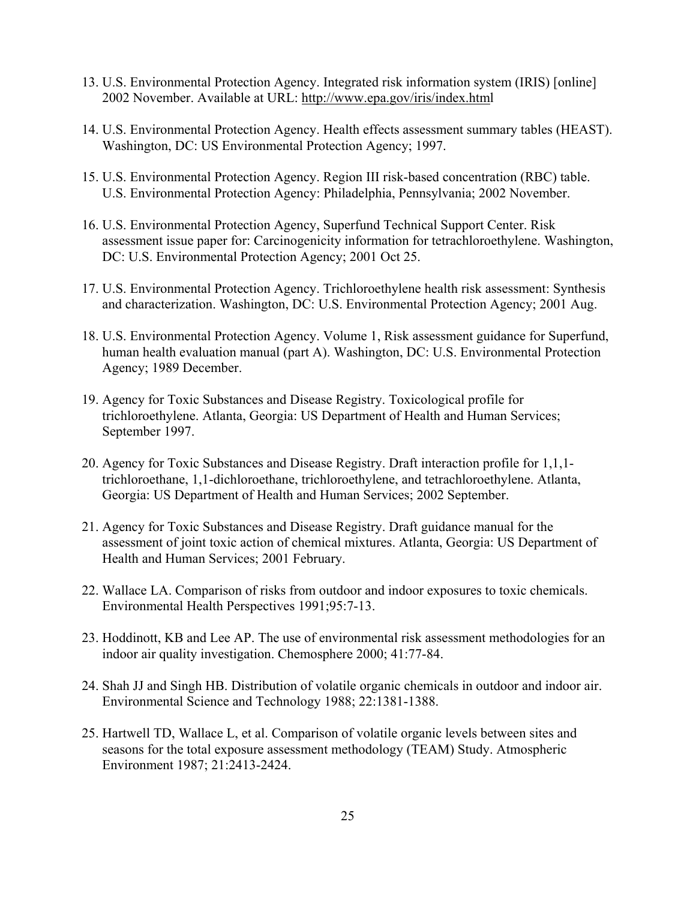13. U.S. Environmental Protection Agency. Integrated risk information system (IRIS) [online] 2002 November. Available at URL: http://www.epa.gov/iris/index.html

14. U.S. Environmental Protection Agency. Health effects assessment summary tables (HEAST). Washington, DC: US Environmental Protection Agency; 1997.

15. U.S. Environmental Protection Agency. Region III risk-based concentration (RBC) table. U.S. Environmental Protection Agency: Philadelphia, Pennsylvania; 2002 November.

16. U.S. Environmental Protection Agency, Superfund Technical Support Center. Risk assessment issue paper for: Carcinogenicity information for tetrachloroethylene. Washington, DC: U.S. Environmental Protection Agency; 2001 Oct 25.

17. U.S. Environmental Protection Agency. Trichloroethylene health risk assessment: Synthesis and characterization. Washington, DC: U.S. Environmental Protection Agency; 2001 Aug.

18. U.S. Environmental Protection Agency. Volume 1, Risk assessment guidance for Superfund, human health evaluation manual (part A). Washington, DC: U.S. Environmental Protection Agency; 1989 December.

19. Agency for Toxic Substances and Disease Registry. Toxicological profile for trichloroethylene. Atlanta, Georgia: US Department of Health and Human Services; September 1997.

20. Agency for Toxic Substances and Disease Registry. Draft interaction profile for 1,1,1-trichloroethane, 1,1-dichloroethane, trichloroethylene, and tetrachloroethylene. Atlanta, Georgia: US Department of Health and Human Services; 2002 September.

21. Agency for Toxic Substances and Disease Registry. Draft guidance manual for the assessment of joint toxic action of chemical mixtures. Atlanta, Georgia: US Department of Health and Human Services; 2001 February.

22. Wallace LA. Comparison of risks from outdoor and indoor exposures to toxic chemicals. Environmental Health Perspectives 1991;95:7-13.

23. Hoddinott, KB and Lee AP. The use of environmental risk assessment methodologies for an indoor air quality investigation. Chemosphere 2000; 41:77-84.

24. Shah JJ and Singh HB. Distribution of volatile organic chemicals in outdoor and indoor air. Environmental Science and Technology 1988; 22:1381-1388.

25. Hartwell TD, Wallace L, et al. Comparison of volatile organic levels between sites and seasons for the total exposure assessment methodology (TEAM) Study. Atmospheric Environment 1987; 21:2413-2424.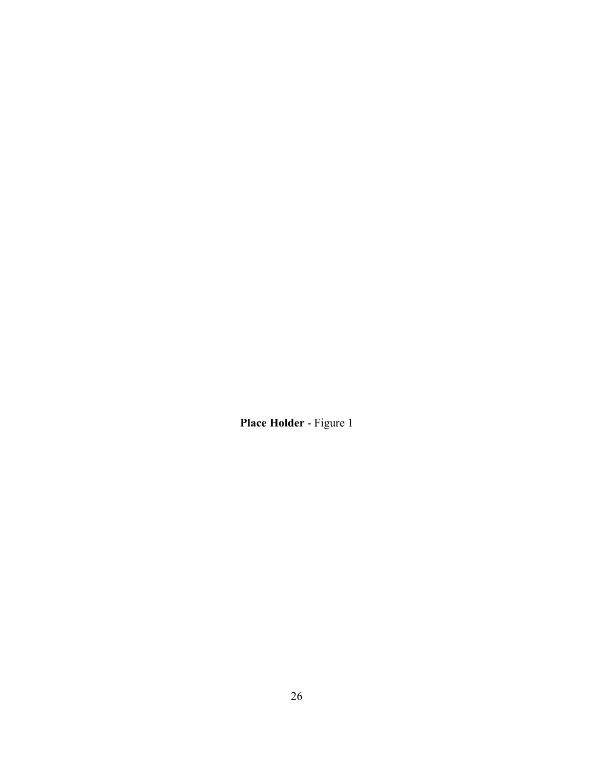**Place Holder** - Figure 1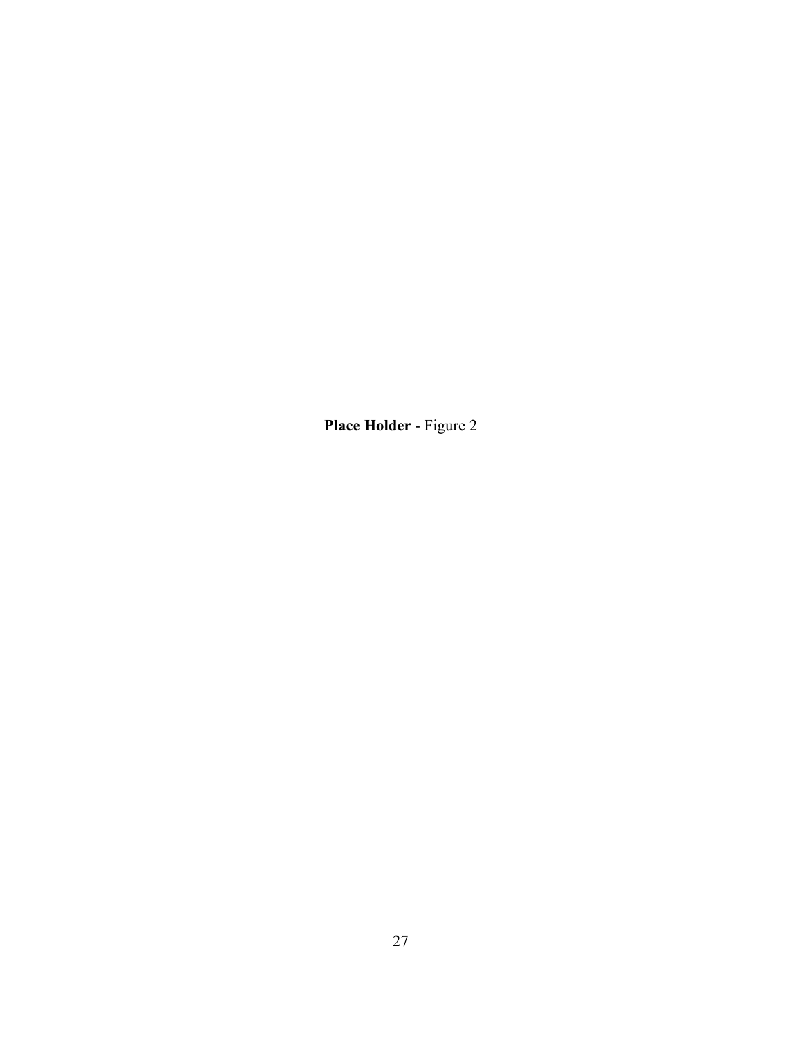**Place Holder** - Figure 2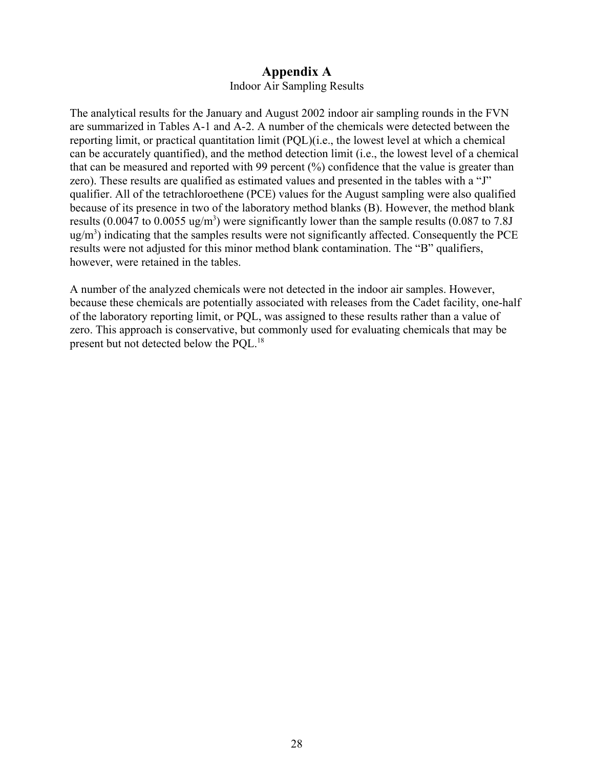# Appendix A

Indoor Air Sampling Results

The analytical results for the January and August 2002 indoor air sampling rounds in the FVN are summarized in Tables A-1 and A-2. A number of the chemicals were detected between the reporting limit, or practical quantitation limit (PQL)(i.e., the lowest level at which a chemical can be accurately quantified), and the method detection limit (i.e., the lowest level of a chemical that can be measured and reported with 99 percent (%) confidence that the value is greater than zero). These results are qualified as estimated values and presented in the tables with a "J" qualifier. All of the tetrachloroethene (PCE) values for the August sampling were also qualified because of its presence in two of the laboratory method blanks (B). However, the method blank results (0.0047 to 0.0055 ug/$m^3$) were significantly lower than the sample results (0.087 to 7.8J ug/$m^3$) indicating that the samples results were not significantly affected. Consequently the PCE results were not adjusted for this minor method blank contamination. The "B" qualifiers, however, were retained in the tables.

A number of the analyzed chemicals were not detected in the indoor air samples. However, because these chemicals are potentially associated with releases from the Cadet facility, one-half of the laboratory reporting limit, or PQL, was assigned to these results rather than a value of zero. This approach is conservative, but commonly used for evaluating chemicals that may be present but not detected below the PQL.[18]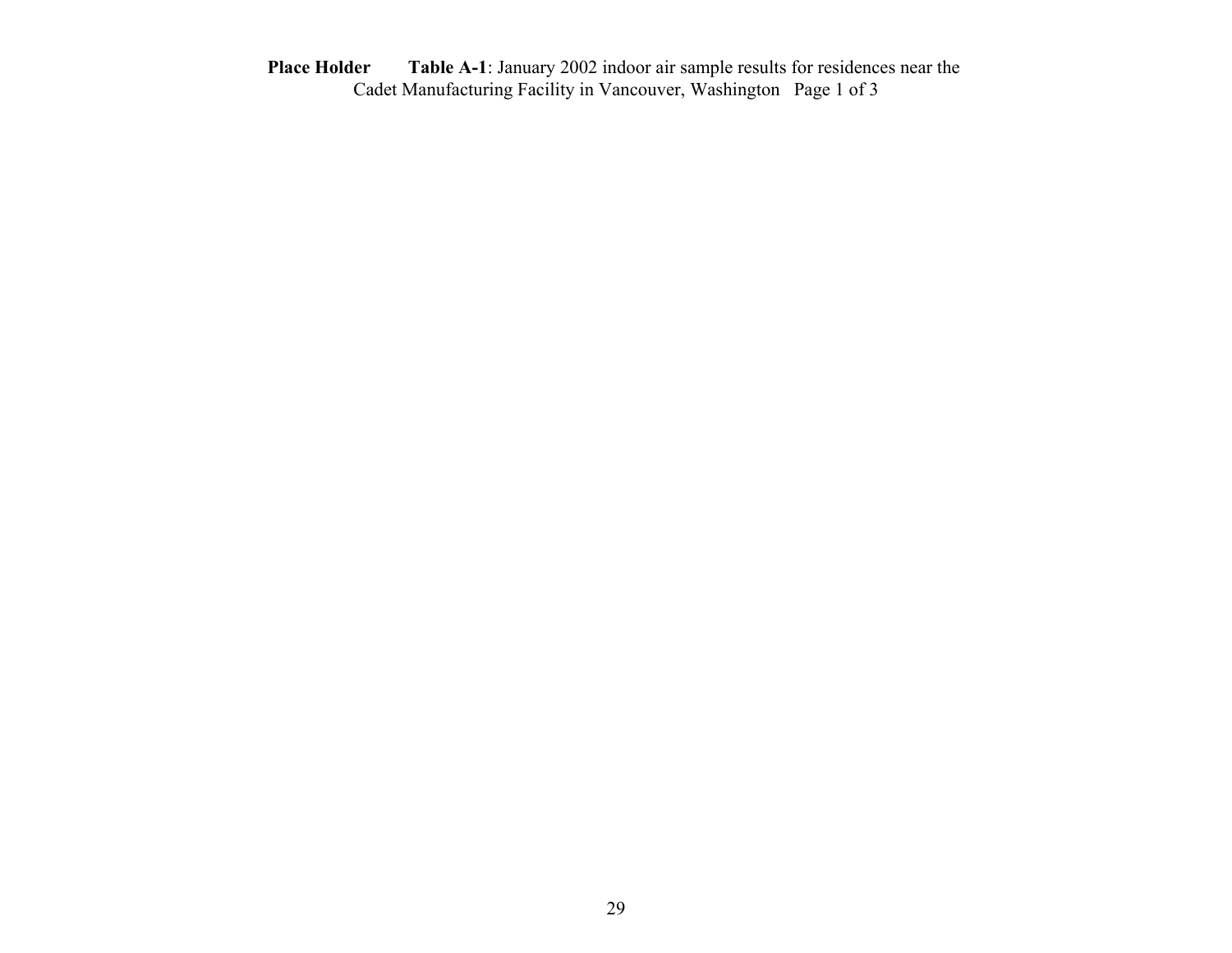**Place Holder** **Table A-1**: January 2002 indoor air sample results for residences near the Cadet Manufacturing Facility in Vancouver, Washington Page 1 of 3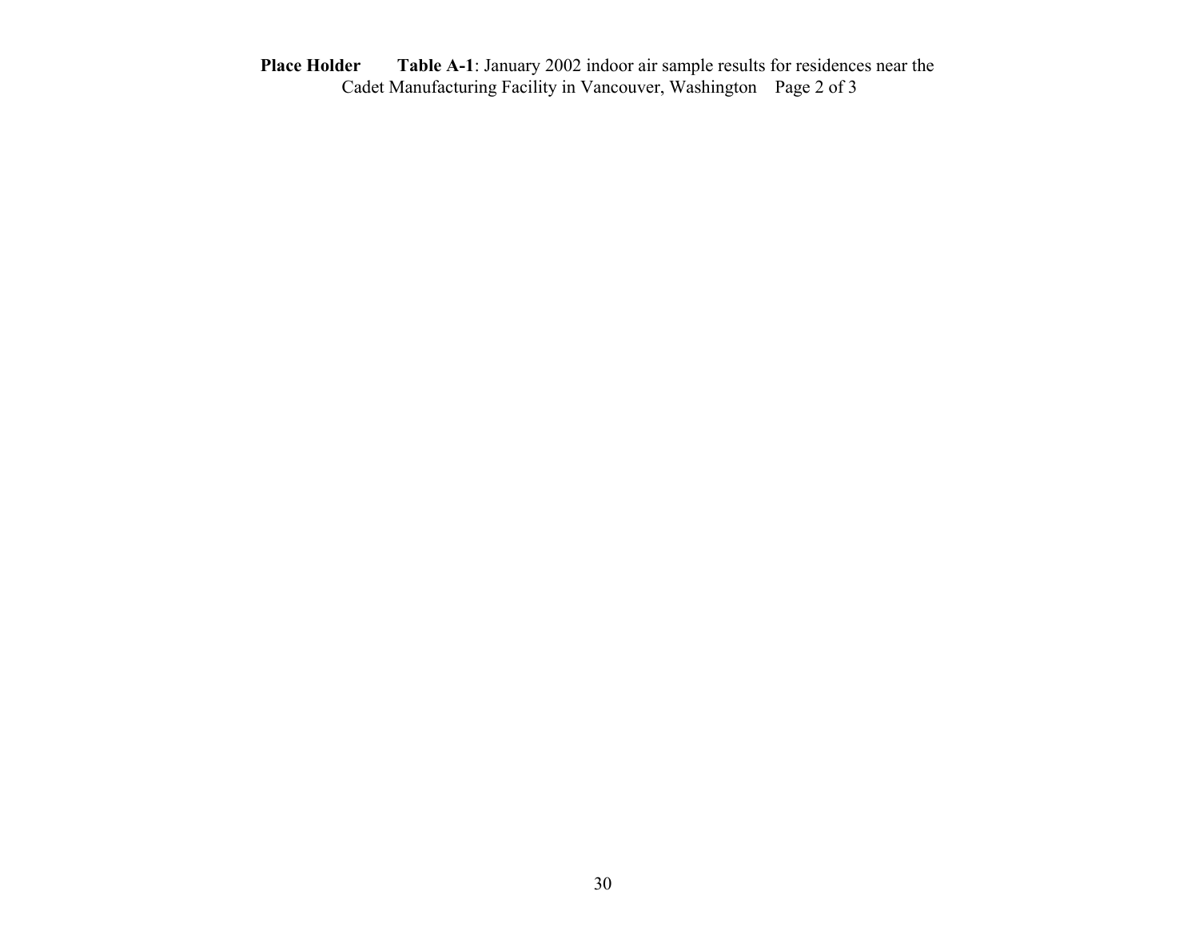**Place Holder** **Table A-1**: January 2002 indoor air sample results for residences near the Cadet Manufacturing Facility in Vancouver, Washington Page 2 of 3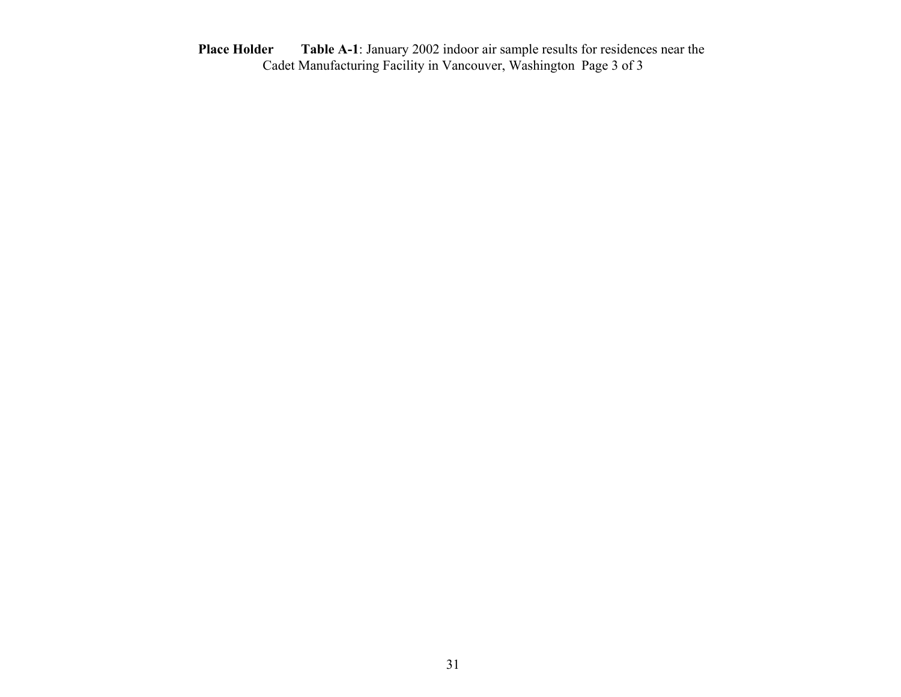**Place Holder** **Table A-1**: January 2002 indoor air sample results for residences near the Cadet Manufacturing Facility in Vancouver, Washington Page 3 of 3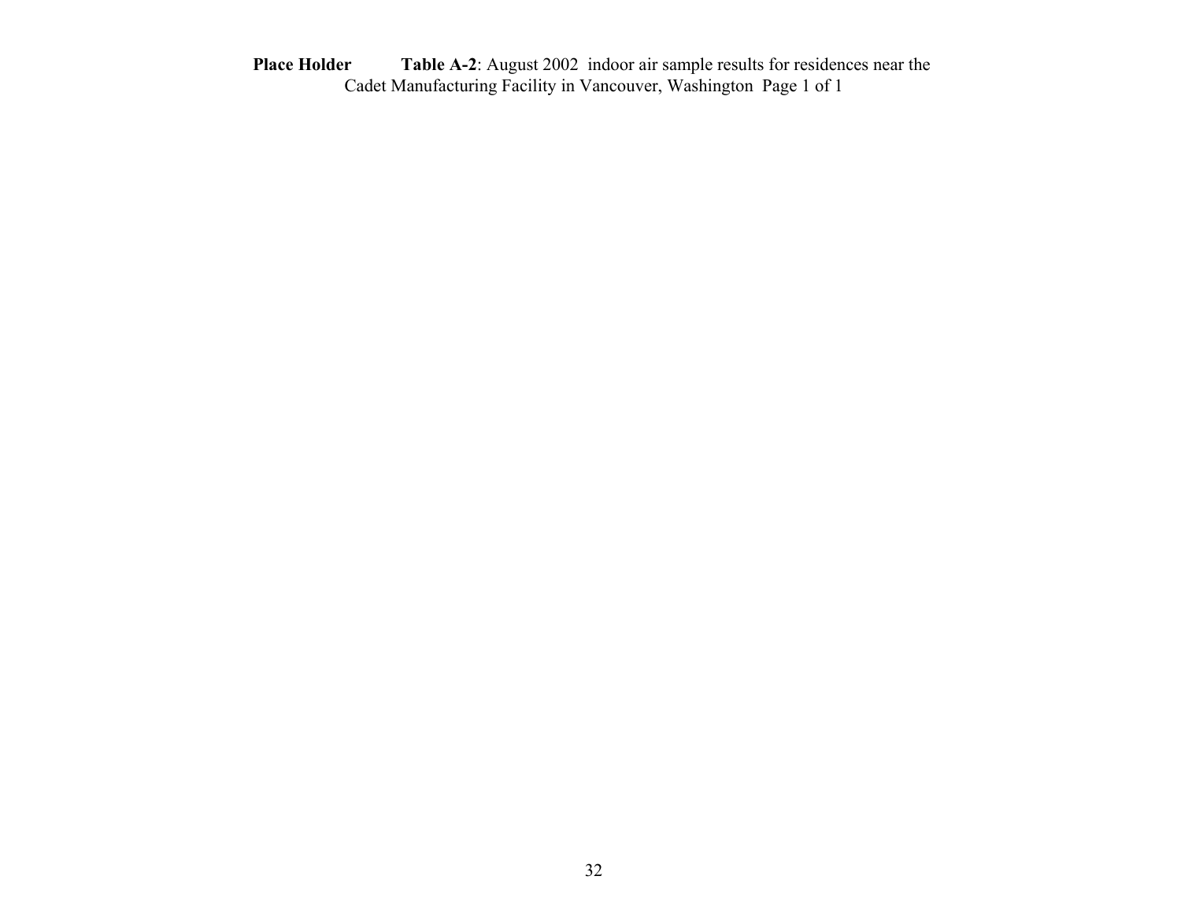**Place Holder** **Table A-2**: August 2002 indoor air sample results for residences near the Cadet Manufacturing Facility in Vancouver, Washington Page 1 of 1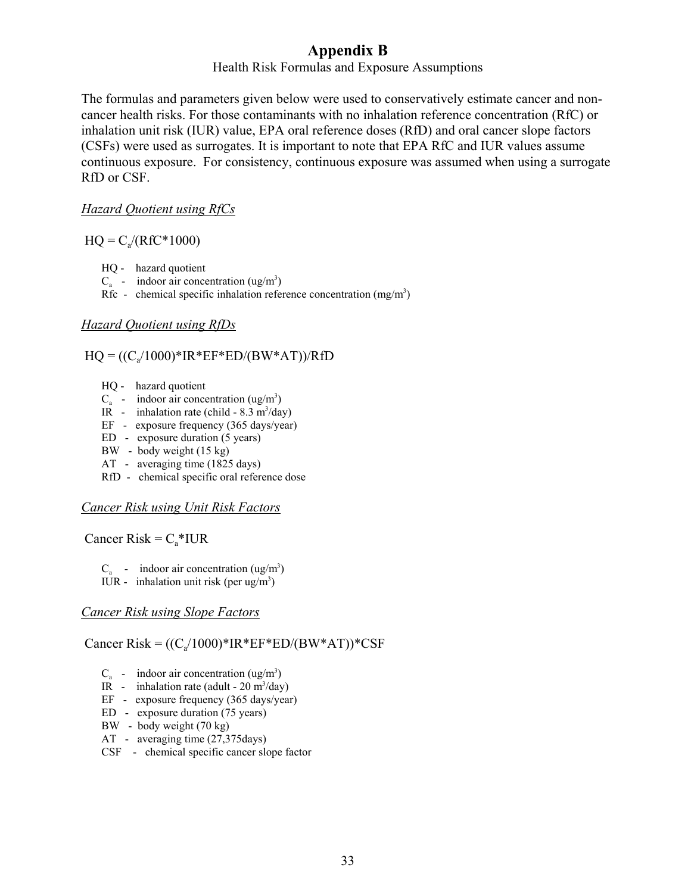# Appendix B

Health Risk Formulas and Exposure Assumptions

The formulas and parameters given below were used to conservatively estimate cancer and non-cancer health risks. For those contaminants with no inhalation reference concentration (RfC) or inhalation unit risk (IUR) value, EPA oral reference doses (RfD) and oral cancer slope factors (CSFs) were used as surrogates. It is important to note that EPA RfC and IUR values assume continuous exposure. For consistency, continuous exposure was assumed when using a surrogate RfD or CSF.

*Hazard Quotient using RfCs*

$HQ = C_a/(RfC*1000)$

- HQ - hazard quotient
- $C_a$ - indoor air concentration ($ug/m^3$)
- Rfc - chemical specific inhalation reference concentration ($mg/m^3$)

*Hazard Quotient using RfDs*

$HQ = ((C_a/1000)*IR*EF*ED/(BW*AT))/RfD$

- HQ - hazard quotient
- $C_a$ - indoor air concentration ($ug/m^3$)
- IR - inhalation rate (child - 8.3 $m^3$/day)
- EF - exposure frequency (365 days/year)
- ED - exposure duration (5 years)
- BW - body weight (15 kg)
- AT - averaging time (1825 days)
- RfD - chemical specific oral reference dose

*Cancer Risk using Unit Risk Factors*

$\text{Cancer Risk} = C_a*IUR$

- $C_a$ - indoor air concentration ($ug/m^3$)
- IUR - inhalation unit risk (per $ug/m^3$)

*Cancer Risk using Slope Factors*

$\text{Cancer Risk} = ((C_a/1000)*IR*EF*ED/(BW*AT))*CSF$

- $C_a$ - indoor air concentration ($ug/m^3$)
- IR - inhalation rate (adult - 20 $m^3$/day)
- EF - exposure frequency (365 days/year)
- ED - exposure duration (75 years)
- BW - body weight (70 kg)
- AT - averaging time (27,375days)
- CSF - chemical specific cancer slope factor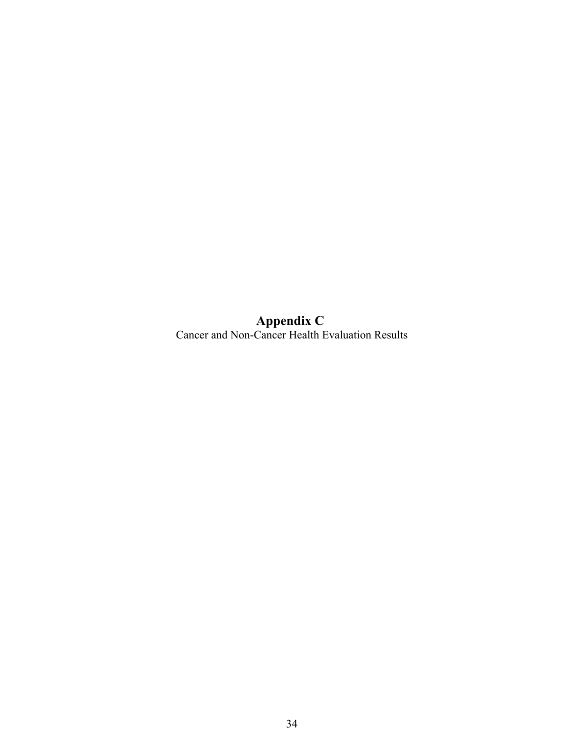# Appendix C

Cancer and Non-Cancer Health Evaluation Results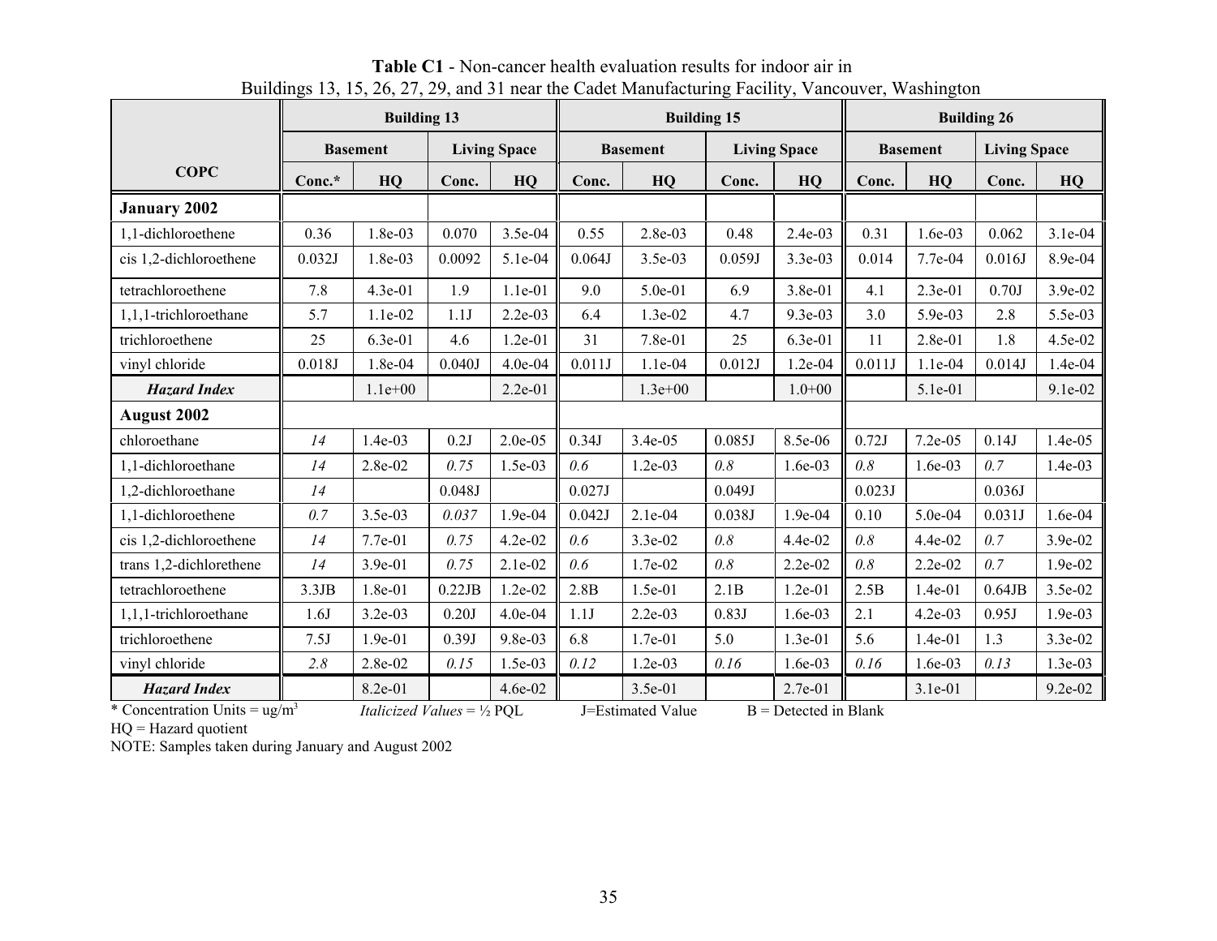**Table C1** - Non-cancer health evaluation results for indoor air in Buildings 13, 15, 26, 27, 29, and 31 near the Cadet Manufacturing Facility, Vancouver, Washington

| COPC | Building 13 | | | | Building 15 | | | | Building 26 | | | |
|---|---|---|---|---|---|---|---|---|---|---|---|---|
| | Basement | | Living Space | | Basement | | Living Space | | Basement | | Living Space | |
| | Conc.* | HQ | Conc. | HQ | Conc. | HQ | Conc. | HQ | Conc. | HQ | Conc. | HQ |
| **January 2002** | | | | | | | | | | | | |
| 1,1-dichloroethene | 0.36 | 1.8e-03 | 0.070 | 3.5e-04 | 0.55 | 2.8e-03 | 0.48 | 2.4e-03 | 0.31 | 1.6e-03 | 0.062 | 3.1e-04 |
| cis 1,2-dichloroethene | 0.032J | 1.8e-03 | 0.0092 | 5.1e-04 | 0.064J | 3.5e-03 | 0.059J | 3.3e-03 | 0.014 | 7.7e-04 | 0.016J | 8.9e-04 |
| tetrachloroethene | 7.8 | 4.3e-01 | 1.9 | 1.1e-01 | 9.0 | 5.0e-01 | 6.9 | 3.8e-01 | 4.1 | 2.3e-01 | 0.70J | 3.9e-02 |
| 1,1,1-trichloroethane | 5.7 | 1.1e-02 | 1.1J | 2.2e-03 | 6.4 | 1.3e-02 | 4.7 | 9.3e-03 | 3.0 | 5.9e-03 | 2.8 | 5.5e-03 |
| trichloroethene | 25 | 6.3e-01 | 4.6 | 1.2e-01 | 31 | 7.8e-01 | 25 | 6.3e-01 | 11 | 2.8e-01 | 1.8 | 4.5e-02 |
| vinyl chloride | 0.018J | 1.8e-04 | 0.040J | 4.0e-04 | 0.011J | 1.1e-04 | 0.012J | 1.2e-04 | 0.011J | 1.1e-04 | 0.014J | 1.4e-04 |
| ***Hazard Index*** | | 1.1e+00 | | 2.2e-01 | | 1.3e+00 | | 1.0+00 | | 5.1e-01 | | 9.1e-02 |
| **August 2002** | | | | | | | | | | | | |
| chloroethane | *14* | 1.4e-03 | 0.2J | 2.0e-05 | 0.34J | 3.4e-05 | 0.085J | 8.5e-06 | 0.72J | 7.2e-05 | 0.14J | 1.4e-05 |
| 1,1-dichloroethane | *14* | 2.8e-02 | *0.75* | 1.5e-03 | *0.6* | 1.2e-03 | *0.8* | 1.6e-03 | *0.8* | 1.6e-03 | *0.7* | 1.4e-03 |
| 1,2-dichloroethane | *14* | | 0.048J | | 0.027J | | 0.049J | | 0.023J | | 0.036J | |
| 1,1-dichloroethene | *0.7* | 3.5e-03 | *0.037* | 1.9e-04 | 0.042J | 2.1e-04 | 0.038J | 1.9e-04 | 0.10 | 5.0e-04 | 0.031J | 1.6e-04 |
| cis 1,2-dichloroethene | *14* | 7.7e-01 | *0.75* | 4.2e-02 | *0.6* | 3.3e-02 | *0.8* | 4.4e-02 | *0.8* | 4.4e-02 | *0.7* | 3.9e-02 |
| trans 1,2-dichlorethene | *14* | 3.9e-01 | *0.75* | 2.1e-02 | *0.6* | 1.7e-02 | *0.8* | 2.2e-02 | *0.8* | 2.2e-02 | *0.7* | 1.9e-02 |
| tetrachloroethene | 3.3JB | 1.8e-01 | 0.22JB | 1.2e-02 | 2.8B | 1.5e-01 | 2.1B | 1.2e-01 | 2.5B | 1.4e-01 | 0.64JB | 3.5e-02 |
| 1,1,1-trichloroethane | 1.6J | 3.2e-03 | 0.20J | 4.0e-04 | 1.1J | 2.2e-03 | 0.83J | 1.6e-03 | 2.1 | 4.2e-03 | 0.95J | 1.9e-03 |
| trichloroethene | 7.5J | 1.9e-01 | 0.39J | 9.8e-03 | 6.8 | 1.7e-01 | 5.0 | 1.3e-01 | 5.6 | 1.4e-01 | 1.3 | 3.3e-02 |
| vinyl chloride | *2.8* | 2.8e-02 | *0.15* | 1.5e-03 | *0.12* | 1.2e-03 | *0.16* | 1.6e-03 | *0.16* | 1.6e-03 | *0.13* | 1.3e-03 |
| ***Hazard Index*** | | 8.2e-01 | | 4.6e-02 | | 3.5e-01 | | 2.7e-01 | | 3.1e-01 | | 9.2e-02 |

\* Concentration Units = ug/m$^3$ *Italicized Values* = ½ PQL J=Estimated Value B = Detected in Blank

HQ = Hazard quotient

NOTE: Samples taken during January and August 2002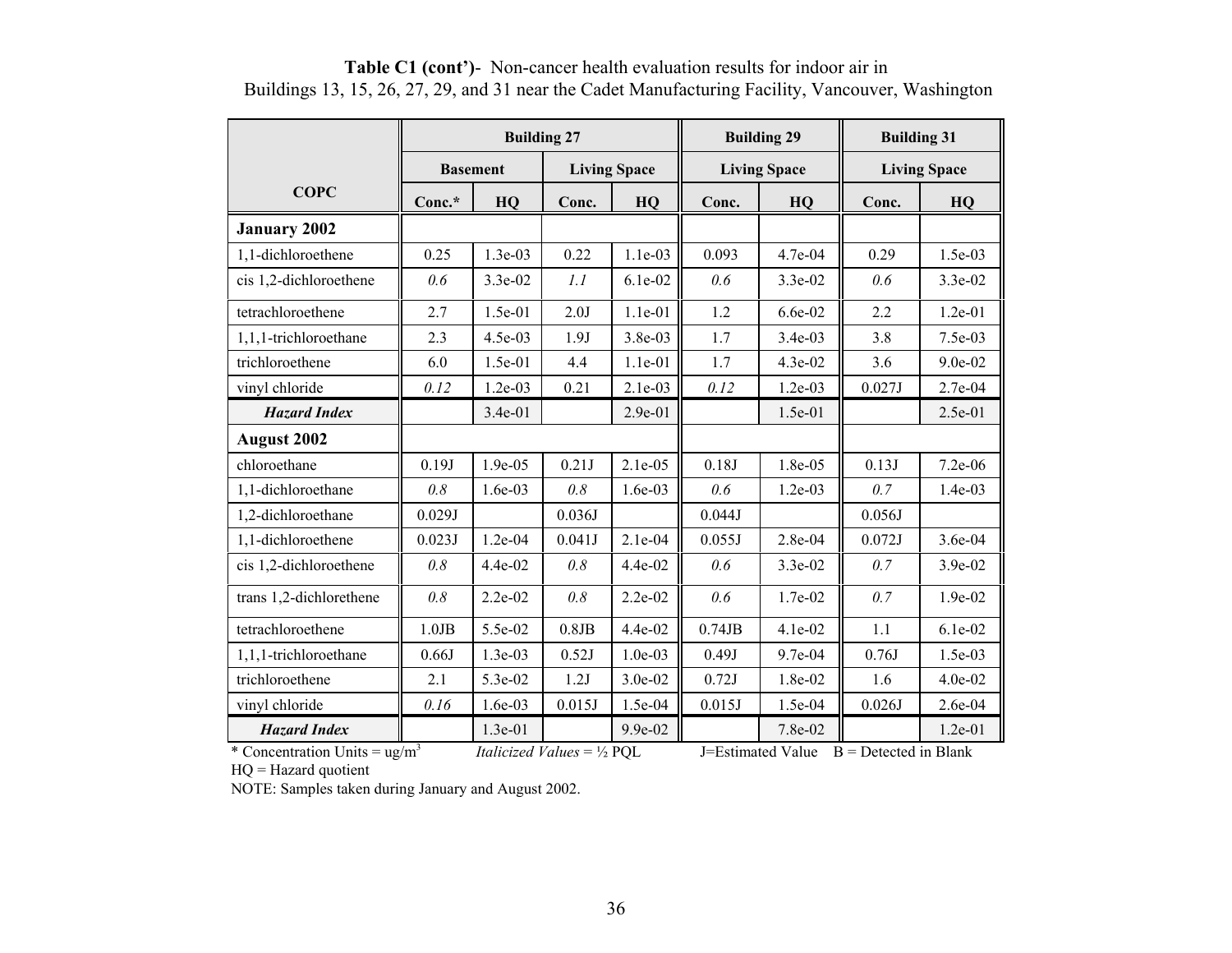**Table C1 (cont')**- Non-cancer health evaluation results for indoor air in Buildings 13, 15, 26, 27, 29, and 31 near the Cadet Manufacturing Facility, Vancouver, Washington

| COPC | Building 27 | | | | Building 29 | | Building 31 | |
|---|---|---|---|---|---|---|---|---|
| | Basement | | Living Space | | Living Space | | Living Space | |
| | Conc.* | HQ | Conc. | HQ | Conc. | HQ | Conc. | HQ |
| **January 2002** | | | | | | | | |
| 1,1-dichloroethene | 0.25 | 1.3e-03 | 0.22 | 1.1e-03 | 0.093 | 4.7e-04 | 0.29 | 1.5e-03 |
| cis 1,2-dichloroethene | *0.6* | 3.3e-02 | *1.1* | 6.1e-02 | *0.6* | 3.3e-02 | *0.6* | 3.3e-02 |
| tetrachloroethene | 2.7 | 1.5e-01 | 2.0J | 1.1e-01 | 1.2 | 6.6e-02 | 2.2 | 1.2e-01 |
| 1,1,1-trichloroethane | 2.3 | 4.5e-03 | 1.9J | 3.8e-03 | 1.7 | 3.4e-03 | 3.8 | 7.5e-03 |
| trichloroethene | 6.0 | 1.5e-01 | 4.4 | 1.1e-01 | 1.7 | 4.3e-02 | 3.6 | 9.0e-02 |
| vinyl chloride | *0.12* | 1.2e-03 | 0.21 | 2.1e-03 | *0.12* | 1.2e-03 | 0.027J | 2.7e-04 |
| ***Hazard Index*** | | 3.4e-01 | | 2.9e-01 | | 1.5e-01 | | 2.5e-01 |
| **August 2002** | | | | | | | | |
| chloroethane | 0.19J | 1.9e-05 | 0.21J | 2.1e-05 | 0.18J | 1.8e-05 | 0.13J | 7.2e-06 |
| 1,1-dichloroethane | *0.8* | 1.6e-03 | *0.8* | 1.6e-03 | *0.6* | 1.2e-03 | *0.7* | 1.4e-03 |
| 1,2-dichloroethane | 0.029J | | 0.036J | | 0.044J | | 0.056J | |
| 1,1-dichloroethene | 0.023J | 1.2e-04 | 0.041J | 2.1e-04 | 0.055J | 2.8e-04 | 0.072J | 3.6e-04 |
| cis 1,2-dichloroethene | *0.8* | 4.4e-02 | *0.8* | 4.4e-02 | *0.6* | 3.3e-02 | *0.7* | 3.9e-02 |
| trans 1,2-dichlorethene | *0.8* | 2.2e-02 | *0.8* | 2.2e-02 | *0.6* | 1.7e-02 | *0.7* | 1.9e-02 |
| tetrachloroethene | 1.0JB | 5.5e-02 | 0.8JB | 4.4e-02 | 0.74JB | 4.1e-02 | 1.1 | 6.1e-02 |
| 1,1,1-trichloroethane | 0.66J | 1.3e-03 | 0.52J | 1.0e-03 | 0.49J | 9.7e-04 | 0.76J | 1.5e-03 |
| trichloroethene | 2.1 | 5.3e-02 | 1.2J | 3.0e-02 | 0.72J | 1.8e-02 | 1.6 | 4.0e-02 |
| vinyl chloride | *0.16* | 1.6e-03 | 0.015J | 1.5e-04 | 0.015J | 1.5e-04 | 0.026J | 2.6e-04 |
| ***Hazard Index*** | | 1.3e-01 | | 9.9e-02 | | 7.8e-02 | | 1.2e-01 |

\* Concentration Units = $ug/m^3$ *Italicized Values* = ½ PQL J=Estimated Value B = Detected in Blank

HQ = Hazard quotient

NOTE: Samples taken during January and August 2002.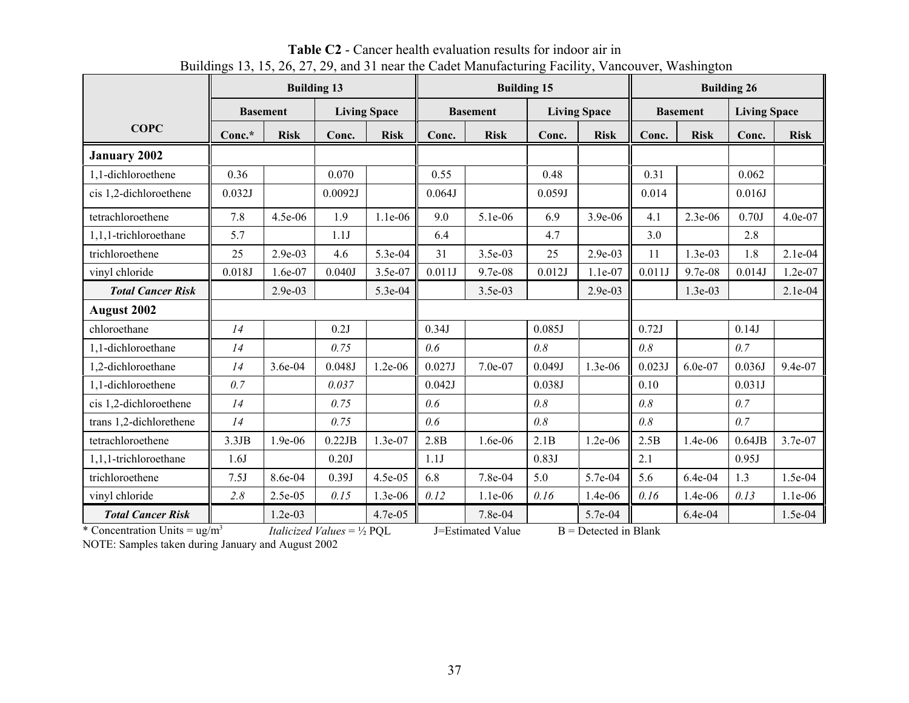**Table C2** - Cancer health evaluation results for indoor air in Buildings 13, 15, 26, 27, 29, and 31 near the Cadet Manufacturing Facility, Vancouver, Washington

| COPC | Building 13 | | | | Building 15 | | | | Building 26 | | | |
|---|---|---|---|---|---|---|---|---|---|---|---|---|
| | Basement | | Living Space | | Basement | | Living Space | | Basement | | Living Space | |
| | Conc.* | Risk | Conc. | Risk | Conc. | Risk | Conc. | Risk | Conc. | Risk | Conc. | Risk |
| **January 2002** | | | | | | | | | | | | |
| 1,1-dichloroethene | 0.36 | | 0.070 | | 0.55 | | 0.48 | | 0.31 | | 0.062 | |
| cis 1,2-dichloroethene | 0.032J | | 0.0092J | | 0.064J | | 0.059J | | 0.014 | | 0.016J | |
| tetrachloroethene | 7.8 | 4.5e-06 | 1.9 | 1.1e-06 | 9.0 | 5.1e-06 | 6.9 | 3.9e-06 | 4.1 | 2.3e-06 | 0.70J | 4.0e-07 |
| 1,1,1-trichloroethane | 5.7 | | 1.1J | | 6.4 | | 4.7 | | 3.0 | | 2.8 | |
| trichloroethene | 25 | 2.9e-03 | 4.6 | 5.3e-04 | 31 | 3.5e-03 | 25 | 2.9e-03 | 11 | 1.3e-03 | 1.8 | 2.1e-04 |
| vinyl chloride | 0.018J | 1.6e-07 | 0.040J | 3.5e-07 | 0.011J | 9.7e-08 | 0.012J | 1.1e-07 | 0.011J | 9.7e-08 | 0.014J | 1.2e-07 |
| ***Total Cancer Risk*** | | 2.9e-03 | | 5.3e-04 | | 3.5e-03 | | 2.9e-03 | | 1.3e-03 | | 2.1e-04 |
| **August 2002** | | | | | | | | | | | | |
| chloroethane | *14* | | 0.2J | | 0.34J | | 0.085J | | 0.72J | | 0.14J | |
| 1,1-dichloroethane | *14* | | *0.75* | | *0.6* | | *0.8* | | *0.8* | | *0.7* | |
| 1,2-dichloroethane | *14* | 3.6e-04 | 0.048J | 1.2e-06 | 0.027J | 7.0e-07 | 0.049J | 1.3e-06 | 0.023J | 6.0e-07 | 0.036J | 9.4e-07 |
| 1,1-dichloroethene | *0.7* | | *0.037* | | 0.042J | | 0.038J | | 0.10 | | 0.031J | |
| cis 1,2-dichloroethene | *14* | | *0.75* | | *0.6* | | *0.8* | | *0.8* | | *0.7* | |
| trans 1,2-dichlorethene | *14* | | *0.75* | | *0.6* | | *0.8* | | *0.8* | | *0.7* | |
| tetrachloroethene | 3.3JB | 1.9e-06 | 0.22JB | 1.3e-07 | 2.8B | 1.6e-06 | 2.1B | 1.2e-06 | 2.5B | 1.4e-06 | 0.64JB | 3.7e-07 |
| 1,1,1-trichloroethane | 1.6J | | 0.20J | | 1.1J | | 0.83J | | 2.1 | | 0.95J | |
| trichloroethene | 7.5J | 8.6e-04 | 0.39J | 4.5e-05 | 6.8 | 7.8e-04 | 5.0 | 5.7e-04 | 5.6 | 6.4e-04 | 1.3 | 1.5e-04 |
| vinyl chloride | *2.8* | 2.5e-05 | *0.15* | 1.3e-06 | *0.12* | 1.1e-06 | *0.16* | 1.4e-06 | *0.16* | 1.4e-06 | *0.13* | 1.1e-06 |
| ***Total Cancer Risk*** | | 1.2e-03 | | 4.7e-05 | | 7.8e-04 | | 5.7e-04 | | 6.4e-04 | | 1.5e-04 |

\* Concentration Units = ug/m$^3$ *Italicized Values* = ½ PQL J=Estimated Value B = Detected in Blank

NOTE: Samples taken during January and August 2002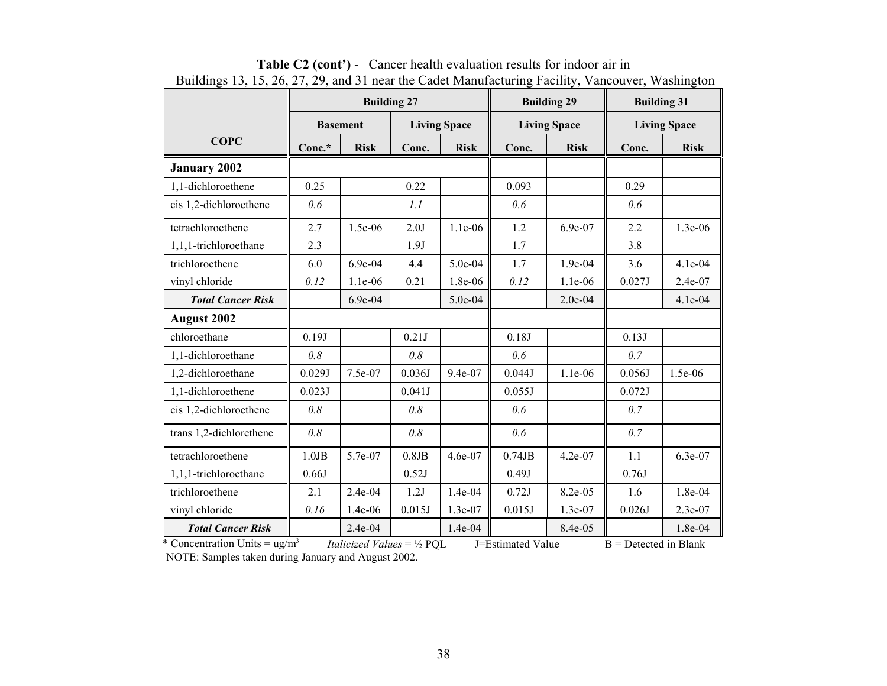**Table C2 (cont')** - Cancer health evaluation results for indoor air in Buildings 13, 15, 26, 27, 29, and 31 near the Cadet Manufacturing Facility, Vancouver, Washington

| COPC | Building 27 | | | | Building 29 | | Building 31 | |
|---|---|---|---|---|---|---|---|---|
| | Basement | | Living Space | | Living Space | | Living Space | |
| | Conc.* | Risk | Conc. | Risk | Conc. | Risk | Conc. | Risk |
| **January 2002** | | | | | | | | |
| 1,1-dichloroethene | 0.25 | | 0.22 | | 0.093 | | 0.29 | |
| cis 1,2-dichloroethene | *0.6* | | *1.1* | | *0.6* | | *0.6* | |
| tetrachloroethene | 2.7 | 1.5e-06 | 2.0J | 1.1e-06 | 1.2 | 6.9e-07 | 2.2 | 1.3e-06 |
| 1,1,1-trichloroethane | 2.3 | | 1.9J | | 1.7 | | 3.8 | |
| trichloroethene | 6.0 | 6.9e-04 | 4.4 | 5.0e-04 | 1.7 | 1.9e-04 | 3.6 | 4.1e-04 |
| vinyl chloride | *0.12* | 1.1e-06 | 0.21 | 1.8e-06 | *0.12* | 1.1e-06 | 0.027J | 2.4e-07 |
| ***Total Cancer Risk*** | | 6.9e-04 | | 5.0e-04 | | 2.0e-04 | | 4.1e-04 |
| **August 2002** | | | | | | | | |
| chloroethane | 0.19J | | 0.21J | | 0.18J | | 0.13J | |
| 1,1-dichloroethane | *0.8* | | *0.8* | | *0.6* | | *0.7* | |
| 1,2-dichloroethane | 0.029J | 7.5e-07 | 0.036J | 9.4e-07 | 0.044J | 1.1e-06 | 0.056J | 1.5e-06 |
| 1,1-dichloroethene | 0.023J | | 0.041J | | 0.055J | | 0.072J | |
| cis 1,2-dichloroethene | *0.8* | | *0.8* | | *0.6* | | *0.7* | |
| trans 1,2-dichlorethene | *0.8* | | *0.8* | | *0.6* | | *0.7* | |
| tetrachloroethene | 1.0JB | 5.7e-07 | 0.8JB | 4.6e-07 | 0.74JB | 4.2e-07 | 1.1 | 6.3e-07 |
| 1,1,1-trichloroethane | 0.66J | | 0.52J | | 0.49J | | 0.76J | |
| trichloroethene | 2.1 | 2.4e-04 | 1.2J | 1.4e-04 | 0.72J | 8.2e-05 | 1.6 | 1.8e-04 |
| vinyl chloride | *0.16* | 1.4e-06 | 0.015J | 1.3e-07 | 0.015J | 1.3e-07 | 0.026J | 2.3e-07 |
| ***Total Cancer Risk*** | | 2.4e-04 | | 1.4e-04 | | 8.4e-05 | | 1.8e-04 |

\* Concentration Units = ug/m$^3$ *Italicized Values* = ½ PQL J=Estimated Value B = Detected in Blank

NOTE: Samples taken during January and August 2002.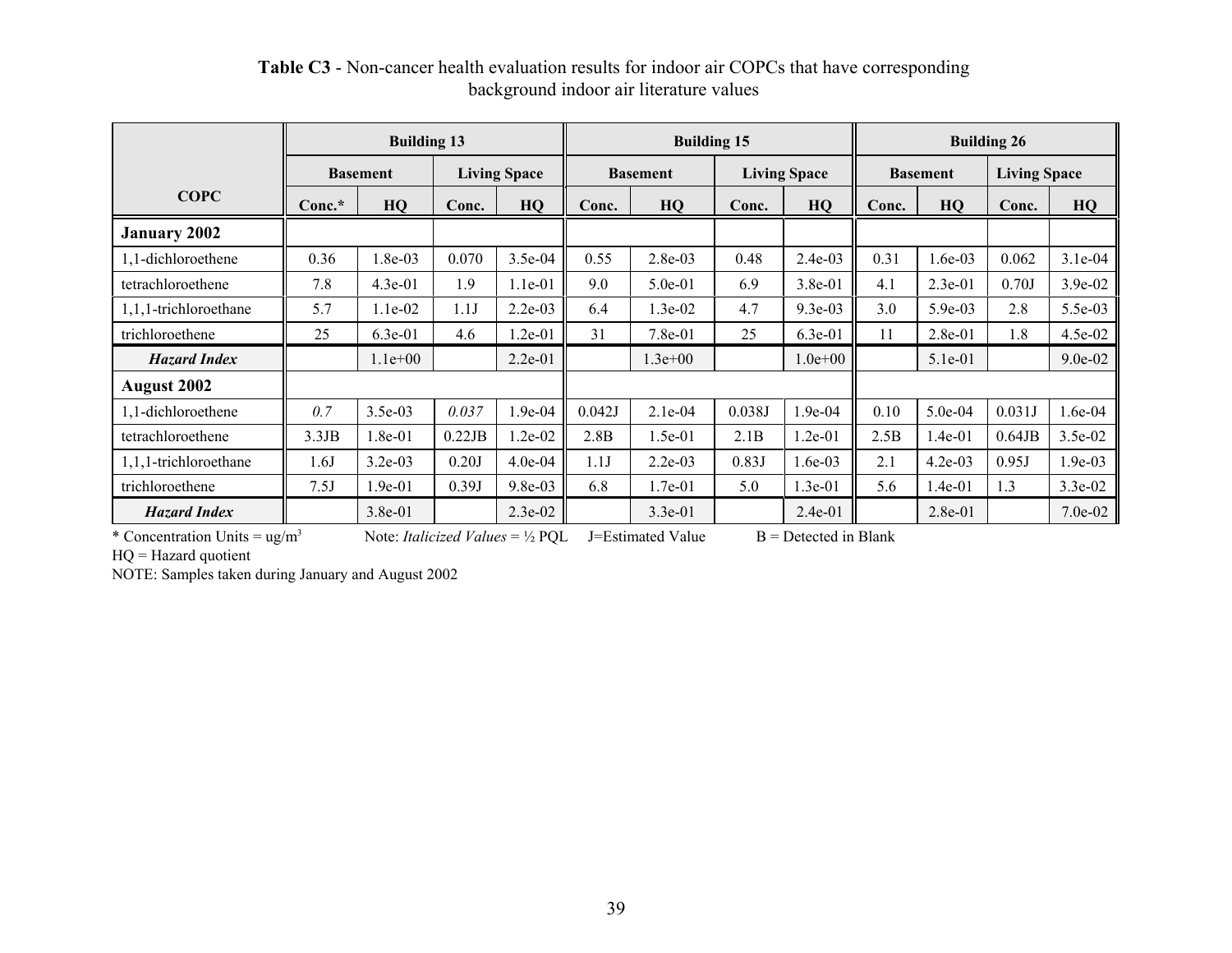**Table C3** - Non-cancer health evaluation results for indoor air COPCs that have corresponding background indoor air literature values

| COPC | Building 13 | | | | Building 15 | | | | Building 26 | | | |
|---|---|---|---|---|---|---|---|---|---|---|---|---|
| | Basement | | Living Space | | Basement | | Living Space | | Basement | | Living Space | |
| | Conc.* | HQ | Conc. | HQ | Conc. | HQ | Conc. | HQ | Conc. | HQ | Conc. | HQ |
| **January 2002** | | | | | | | | | | | | |
| 1,1-dichloroethene | 0.36 | 1.8e-03 | 0.070 | 3.5e-04 | 0.55 | 2.8e-03 | 0.48 | 2.4e-03 | 0.31 | 1.6e-03 | 0.062 | 3.1e-04 |
| tetrachloroethene | 7.8 | 4.3e-01 | 1.9 | 1.1e-01 | 9.0 | 5.0e-01 | 6.9 | 3.8e-01 | 4.1 | 2.3e-01 | 0.70J | 3.9e-02 |
| 1,1,1-trichloroethane | 5.7 | 1.1e-02 | 1.1J | 2.2e-03 | 6.4 | 1.3e-02 | 4.7 | 9.3e-03 | 3.0 | 5.9e-03 | 2.8 | 5.5e-03 |
| trichloroethene | 25 | 6.3e-01 | 4.6 | 1.2e-01 | 31 | 7.8e-01 | 25 | 6.3e-01 | 11 | 2.8e-01 | 1.8 | 4.5e-02 |
| ***Hazard Index*** | | 1.1e+00 | | 2.2e-01 | | 1.3e+00 | | 1.0e+00 | | 5.1e-01 | | 9.0e-02 |
| **August 2002** | | | | | | | | | | | | |
| 1,1-dichloroethene | *0.7* | 3.5e-03 | *0.037* | 1.9e-04 | 0.042J | 2.1e-04 | 0.038J | 1.9e-04 | 0.10 | 5.0e-04 | 0.031J | 1.6e-04 |
| tetrachloroethene | 3.3JB | 1.8e-01 | 0.22JB | 1.2e-02 | 2.8B | 1.5e-01 | 2.1B | 1.2e-01 | 2.5B | 1.4e-01 | 0.64JB | 3.5e-02 |
| 1,1,1-trichloroethane | 1.6J | 3.2e-03 | 0.20J | 4.0e-04 | 1.1J | 2.2e-03 | 0.83J | 1.6e-03 | 2.1 | 4.2e-03 | 0.95J | 1.9e-03 |
| trichloroethene | 7.5J | 1.9e-01 | 0.39J | 9.8e-03 | 6.8 | 1.7e-01 | 5.0 | 1.3e-01 | 5.6 | 1.4e-01 | 1.3 | 3.3e-02 |
| ***Hazard Index*** | | 3.8e-01 | | 2.3e-02 | | 3.3e-01 | | 2.4e-01 | | 2.8e-01 | | 7.0e-02 |

\* Concentration Units = ug/m$^3$ Note: *Italicized Values* = ½ PQL J=Estimated Value B = Detected in Blank

HQ = Hazard quotient

NOTE: Samples taken during January and August 2002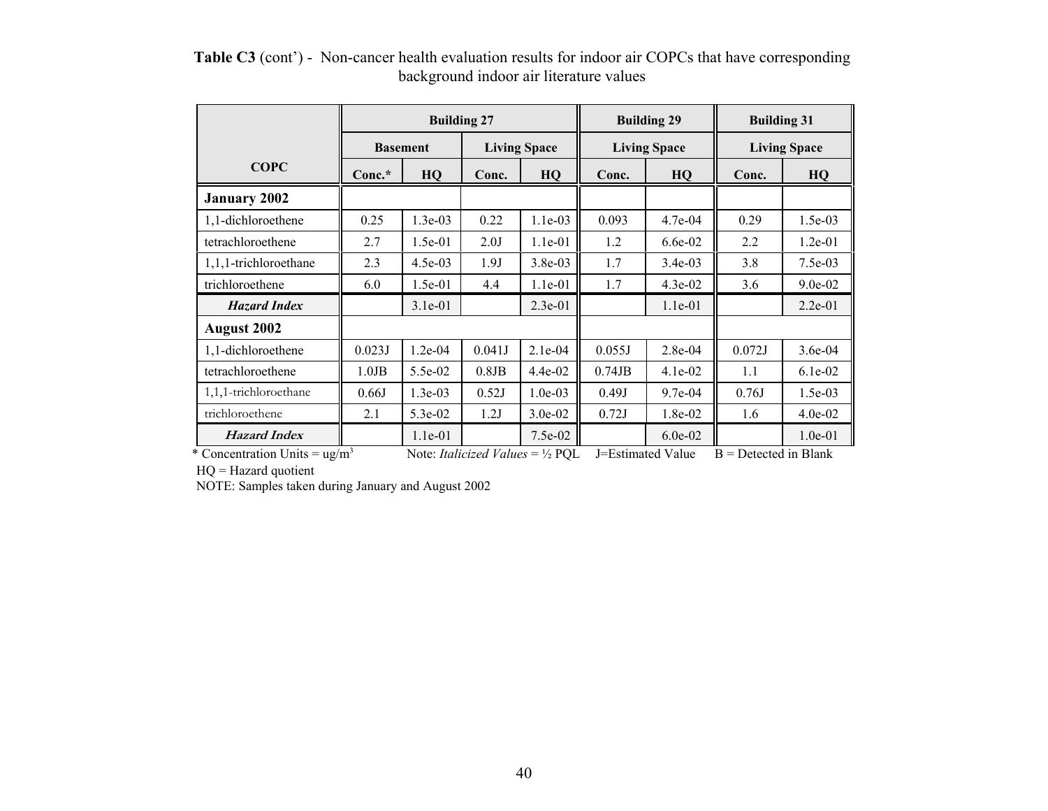**Table C3** (cont') - Non-cancer health evaluation results for indoor air COPCs that have corresponding background indoor air literature values

| COPC | Building 27 | | | | Building 29 | | Building 31 | |
|---|---|---|---|---|---|---|---|---|
| | Basement | | Living Space | | Living Space | | Living Space | |
| | Conc.* | HQ | Conc. | HQ | Conc. | HQ | Conc. | HQ |
| **January 2002** | | | | | | | | |
| 1,1-dichloroethene | 0.25 | 1.3e-03 | 0.22 | 1.1e-03 | 0.093 | 4.7e-04 | 0.29 | 1.5e-03 |
| tetrachloroethene | 2.7 | 1.5e-01 | 2.0J | 1.1e-01 | 1.2 | 6.6e-02 | 2.2 | 1.2e-01 |
| 1,1,1-trichloroethane | 2.3 | 4.5e-03 | 1.9J | 3.8e-03 | 1.7 | 3.4e-03 | 3.8 | 7.5e-03 |
| trichloroethene | 6.0 | 1.5e-01 | 4.4 | 1.1e-01 | 1.7 | 4.3e-02 | 3.6 | 9.0e-02 |
| ***Hazard Index*** | | 3.1e-01 | | 2.3e-01 | | 1.1e-01 | | 2.2e-01 |
| **August 2002** | | | | | | | | |
| 1,1-dichloroethene | 0.023J | 1.2e-04 | 0.041J | 2.1e-04 | 0.055J | 2.8e-04 | 0.072J | 3.6e-04 |
| tetrachloroethene | 1.0JB | 5.5e-02 | 0.8JB | 4.4e-02 | 0.74JB | 4.1e-02 | 1.1 | 6.1e-02 |
| 1,1,1-trichloroethane | 0.66J | 1.3e-03 | 0.52J | 1.0e-03 | 0.49J | 9.7e-04 | 0.76J | 1.5e-03 |
| trichloroethene | 2.1 | 5.3e-02 | 1.2J | 3.0e-02 | 0.72J | 1.8e-02 | 1.6 | 4.0e-02 |
| ***Hazard Index*** | | 1.1e-01 | | 7.5e-02 | | 6.0e-02 | | 1.0e-01 |

\* Concentration Units = ug/m$^3$ Note: *Italicized Values* = ½ PQL J=Estimated Value B = Detected in Blank

HQ = Hazard quotient

NOTE: Samples taken during January and August 2002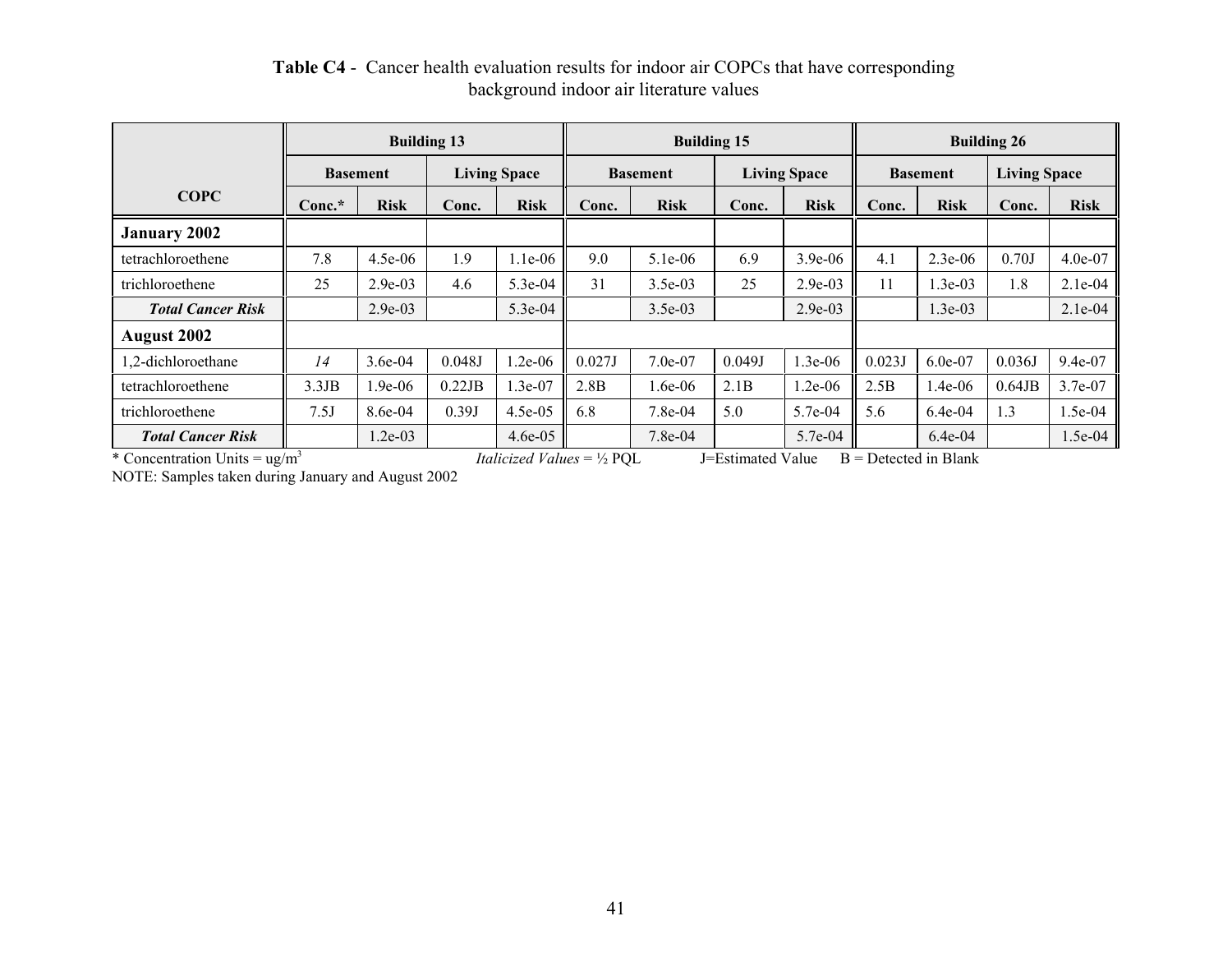**Table C4** - Cancer health evaluation results for indoor air COPCs that have corresponding background indoor air literature values

| COPC | Building 13 | | | | Building 15 | | | | Building 26 | | | |
|---|---|---|---|---|---|---|---|---|---|---|---|---|
| | Basement | | Living Space | | Basement | | Living Space | | Basement | | Living Space | |
| | Conc.* | Risk | Conc. | Risk | Conc. | Risk | Conc. | Risk | Conc. | Risk | Conc. | Risk |
| **January 2002** | | | | | | | | | | | | |
| tetrachloroethene | 7.8 | 4.5e-06 | 1.9 | 1.1e-06 | 9.0 | 5.1e-06 | 6.9 | 3.9e-06 | 4.1 | 2.3e-06 | 0.70J | 4.0e-07 |
| trichloroethene | 25 | 2.9e-03 | 4.6 | 5.3e-04 | 31 | 3.5e-03 | 25 | 2.9e-03 | 11 | 1.3e-03 | 1.8 | 2.1e-04 |
| ***Total Cancer Risk*** | | 2.9e-03 | | 5.3e-04 | | 3.5e-03 | | 2.9e-03 | | 1.3e-03 | | 2.1e-04 |
| **August 2002** | | | | | | | | | | | | |
| 1,2-dichloroethane | *14* | 3.6e-04 | 0.048J | 1.2e-06 | 0.027J | 7.0e-07 | 0.049J | 1.3e-06 | 0.023J | 6.0e-07 | 0.036J | 9.4e-07 |
| tetrachloroethene | 3.3JB | 1.9e-06 | 0.22JB | 1.3e-07 | 2.8B | 1.6e-06 | 2.1B | 1.2e-06 | 2.5B | 1.4e-06 | 0.64JB | 3.7e-07 |
| trichloroethene | 7.5J | 8.6e-04 | 0.39J | 4.5e-05 | 6.8 | 7.8e-04 | 5.0 | 5.7e-04 | 5.6 | 6.4e-04 | 1.3 | 1.5e-04 |
| ***Total Cancer Risk*** | | 1.2e-03 | | 4.6e-05 | | 7.8e-04 | | 5.7e-04 | | 6.4e-04 | | 1.5e-04 |

\* Concentration Units = ug/m$^3$ *Italicized Values* = ½ PQL J=Estimated Value B = Detected in Blank

NOTE: Samples taken during January and August 2002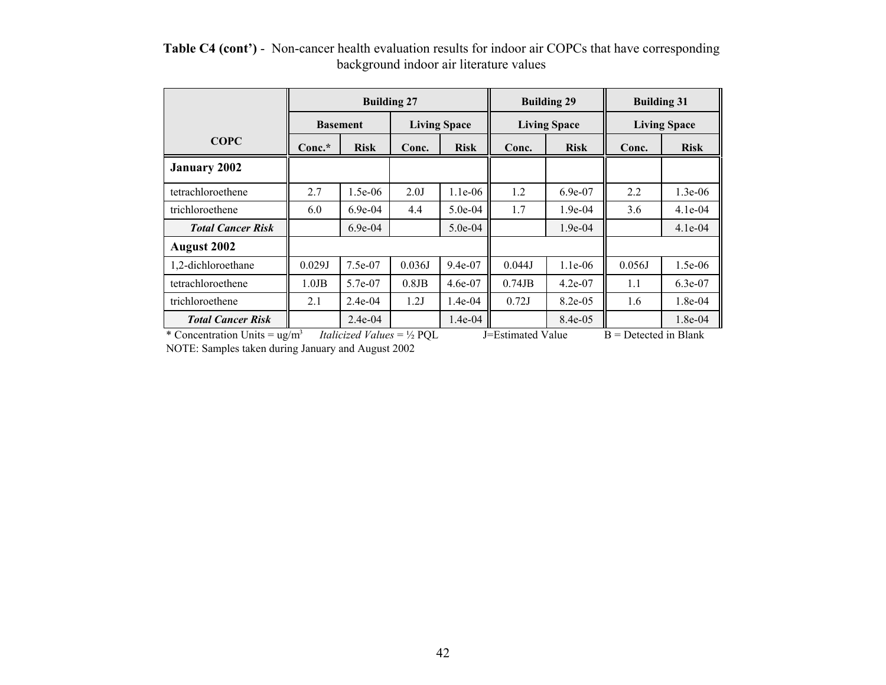**Table C4 (cont')** - Non-cancer health evaluation results for indoor air COPCs that have corresponding background indoor air literature values

| COPC | Building 27 | | | | Building 29 | | Building 31 | |
|---|---|---|---|---|---|---|---|---|
| | Basement | | Living Space | | Living Space | | Living Space | |
| | Conc.* | Risk | Conc. | Risk | Conc. | Risk | Conc. | Risk |
| **January 2002** | | | | | | | | |
| tetrachloroethene | 2.7 | 1.5e-06 | 2.0J | 1.1e-06 | 1.2 | 6.9e-07 | 2.2 | 1.3e-06 |
| trichloroethene | 6.0 | 6.9e-04 | 4.4 | 5.0e-04 | 1.7 | 1.9e-04 | 3.6 | 4.1e-04 |
| ***Total Cancer Risk*** | | 6.9e-04 | | 5.0e-04 | | 1.9e-04 | | 4.1e-04 |
| **August 2002** | | | | | | | | |
| 1,2-dichloroethane | 0.029J | 7.5e-07 | 0.036J | 9.4e-07 | 0.044J | 1.1e-06 | 0.056J | 1.5e-06 |
| tetrachloroethene | 1.0JB | 5.7e-07 | 0.8JB | 4.6e-07 | 0.74JB | 4.2e-07 | 1.1 | 6.3e-07 |
| trichloroethene | 2.1 | 2.4e-04 | 1.2J | 1.4e-04 | 0.72J | 8.2e-05 | 1.6 | 1.8e-04 |
| ***Total Cancer Risk*** | | 2.4e-04 | | 1.4e-04 | | 8.4e-05 | | 1.8e-04 |

\* Concentration Units = ug/m$^3$ *Italicized Values* = ½ PQL J=Estimated Value B = Detected in Blank

NOTE: Samples taken during January and August 2002